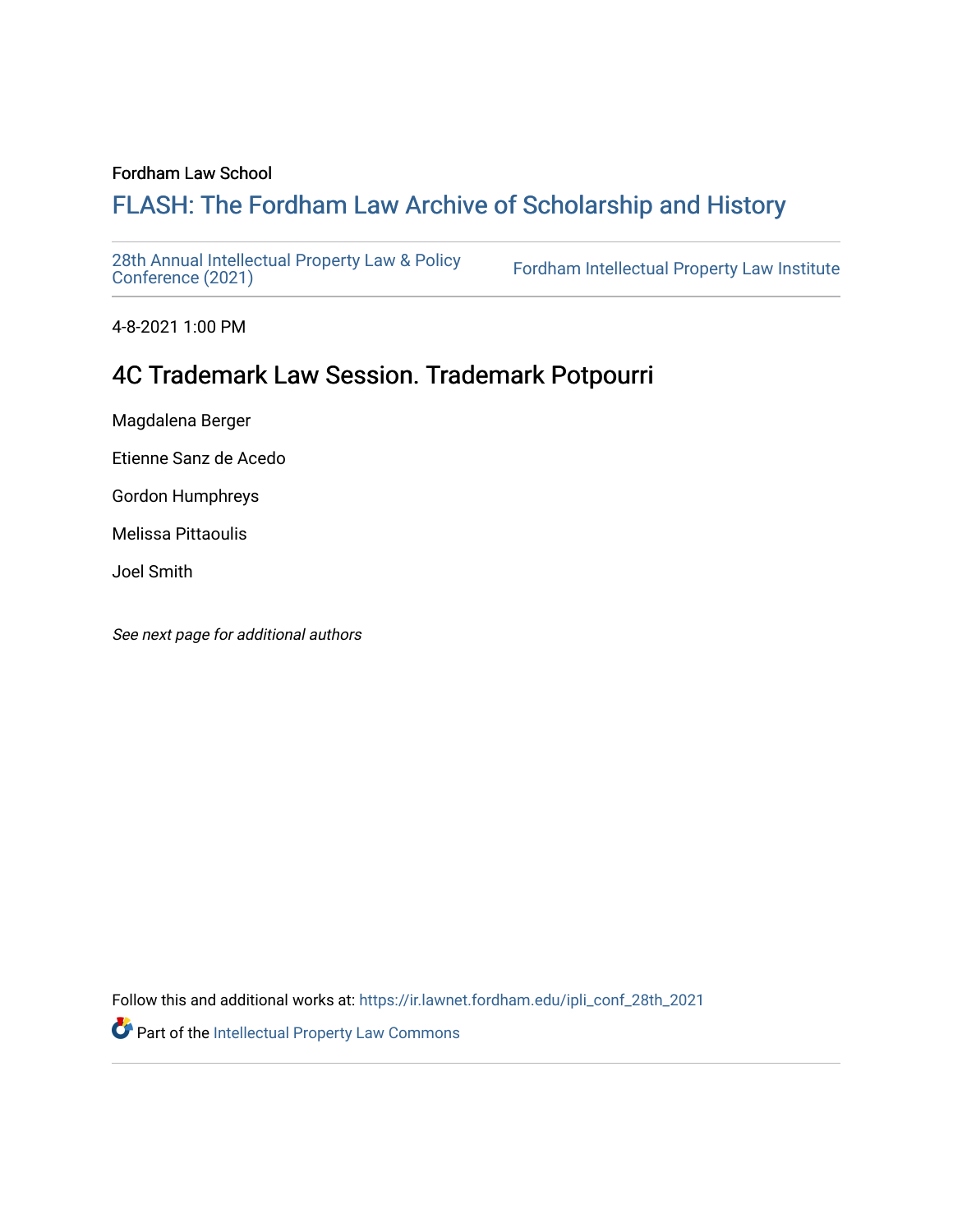Fordham Law School

# FLASH: The Fordham Law Archive of Scholarship and History

28th Annual Intellectual Property Law & Policy Conference (2021) | Fordham Intellectual Property Law Institute

4-8-2021 1:00 PM

## 4C Trademark Law Session. Trademark Potpourri

Magdalena Berger

Etienne Sanz de Acedo

Gordon Humphreys

Melissa Pittaoulis

Joel Smith

*See next page for additional authors*

Follow this and additional works at: https://ir.lawnet.fordham.edu/ipli_conf_28th_2021

Part of the Intellectual Property Law Commons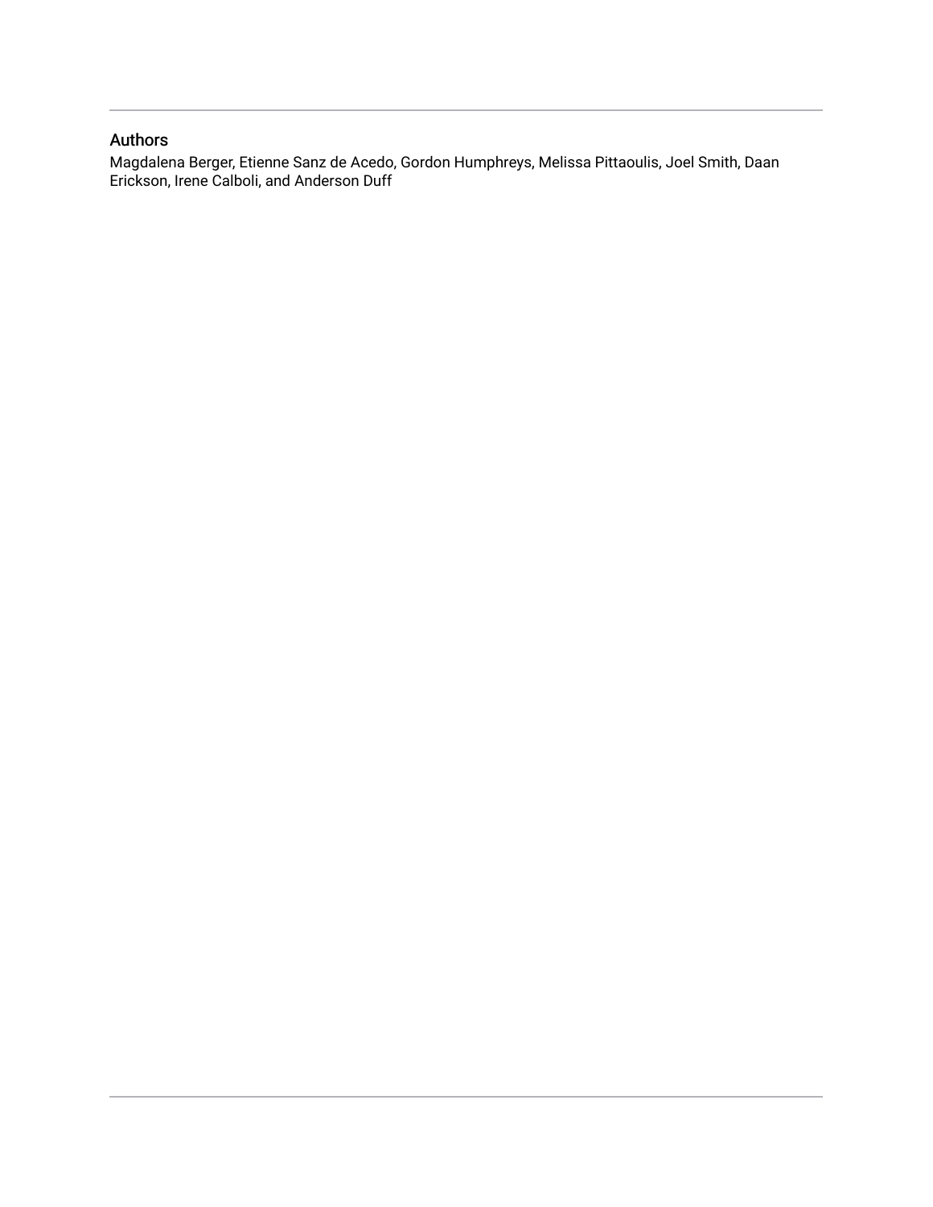## Authors

Magdalena Berger, Etienne Sanz de Acedo, Gordon Humphreys, Melissa Pittaoulis, Joel Smith, Daan Erickson, Irene Calboli, and Anderson Duff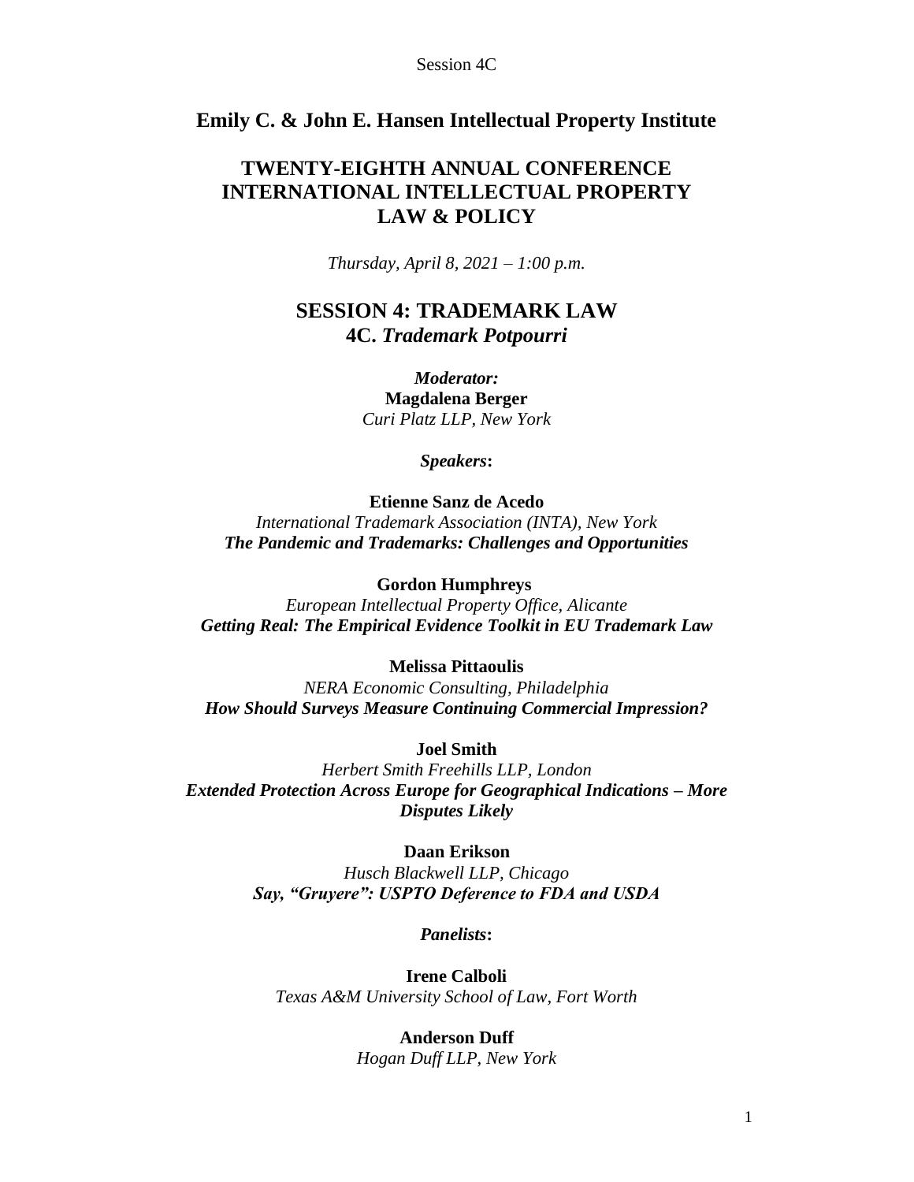## Emily C. & John E. Hansen Intellectual Property Institute

# TWENTY-EIGHTH ANNUAL CONFERENCE INTERNATIONAL INTELLECTUAL PROPERTY LAW & POLICY

*Thursday, April 8, 2021 – 1:00 p.m.*

## SESSION 4: TRADEMARK LAW
### 4C. *Trademark Potpourri*

***Moderator:***
**Magdalena Berger**
*Curi Platz LLP, New York*

***Speakers*:**

**Etienne Sanz de Acedo**
*International Trademark Association (INTA), New York*
***The Pandemic and Trademarks: Challenges and Opportunities***

**Gordon Humphreys**
*European Intellectual Property Office, Alicante*
***Getting Real: The Empirical Evidence Toolkit in EU Trademark Law***

**Melissa Pittaoulis**
*NERA Economic Consulting, Philadelphia*
***How Should Surveys Measure Continuing Commercial Impression?***

**Joel Smith**
*Herbert Smith Freehills LLP, London*
***Extended Protection Across Europe for Geographical Indications – More Disputes Likely***

**Daan Erikson**
*Husch Blackwell LLP, Chicago*
***Say, "Gruyere": USPTO Deference to FDA and USDA***

***Panelists*:**

**Irene Calboli**
*Texas A&M University School of Law, Fort Worth*

**Anderson Duff**
*Hogan Duff LLP, New York*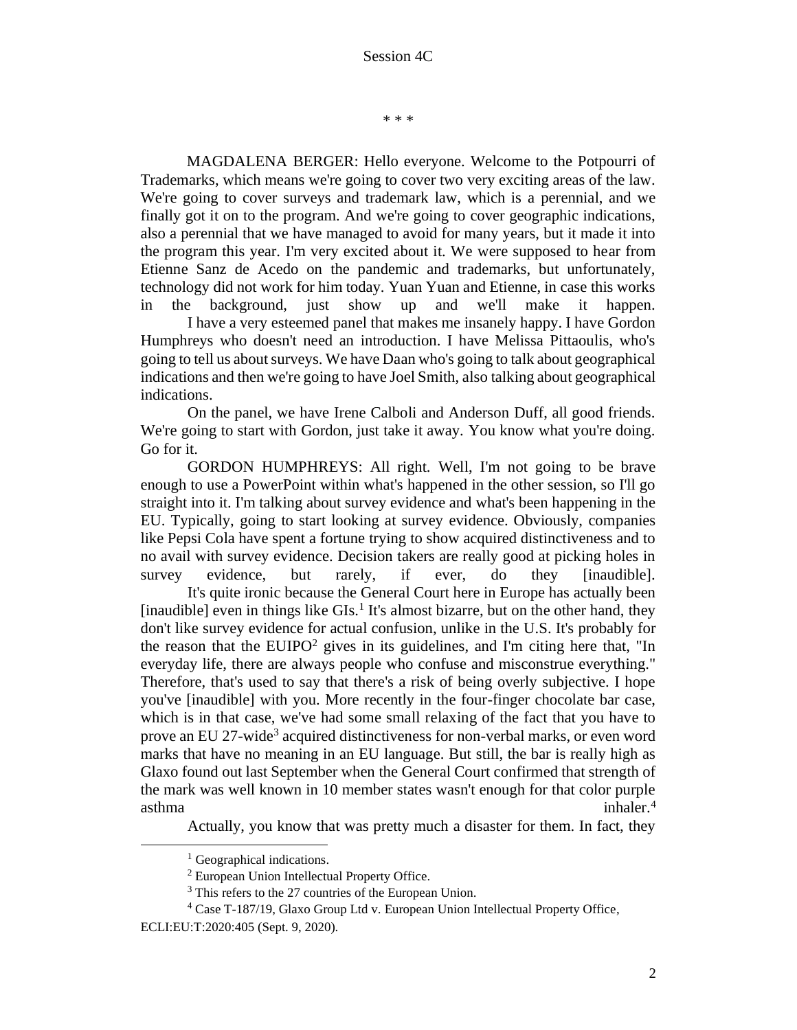Session 4C

\* \* \*

MAGDALENA BERGER: Hello everyone. Welcome to the Potpourri of Trademarks, which means we're going to cover two very exciting areas of the law. We're going to cover surveys and trademark law, which is a perennial, and we finally got it on to the program. And we're going to cover geographic indications, also a perennial that we have managed to avoid for many years, but it made it into the program this year. I'm very excited about it. We were supposed to hear from Etienne Sanz de Acedo on the pandemic and trademarks, but unfortunately, technology did not work for him today. Yuan Yuan and Etienne, in case this works in the background, just show up and we'll make it happen.

I have a very esteemed panel that makes me insanely happy. I have Gordon Humphreys who doesn't need an introduction. I have Melissa Pittaoulis, who's going to tell us about surveys. We have Daan who's going to talk about geographical indications and then we're going to have Joel Smith, also talking about geographical indications.

On the panel, we have Irene Calboli and Anderson Duff, all good friends. We're going to start with Gordon, just take it away. You know what you're doing. Go for it.

GORDON HUMPHREYS: All right. Well, I'm not going to be brave enough to use a PowerPoint within what's happened in the other session, so I'll go straight into it. I'm talking about survey evidence and what's been happening in the EU. Typically, going to start looking at survey evidence. Obviously, companies like Pepsi Cola have spent a fortune trying to show acquired distinctiveness and to no avail with survey evidence. Decision takers are really good at picking holes in survey evidence, but rarely, if ever, do they [inaudible].

It's quite ironic because the General Court here in Europe has actually been [inaudible] even in things like GIs.[1] It's almost bizarre, but on the other hand, they don't like survey evidence for actual confusion, unlike in the U.S. It's probably for the reason that the EUIPO[2] gives in its guidelines, and I'm citing here that, "In everyday life, there are always people who confuse and misconstrue everything." Therefore, that's used to say that there's a risk of being overly subjective. I hope you've [inaudible] with you. More recently in the four-finger chocolate bar case, which is in that case, we've had some small relaxing of the fact that you have to prove an EU 27-wide[3] acquired distinctiveness for non-verbal marks, or even word marks that have no meaning in an EU language. But still, the bar is really high as Glaxo found out last September when the General Court confirmed that strength of the mark was well known in 10 member states wasn't enough for that color purple asthma inhaler.[4]

Actually, you know that was pretty much a disaster for them. In fact, they

---

[1] Geographical indications.

[2] European Union Intellectual Property Office.

[3] This refers to the 27 countries of the European Union.

[4] Case T-187/19, Glaxo Group Ltd v. European Union Intellectual Property Office, ECLI:EU:T:2020:405 (Sept. 9, 2020).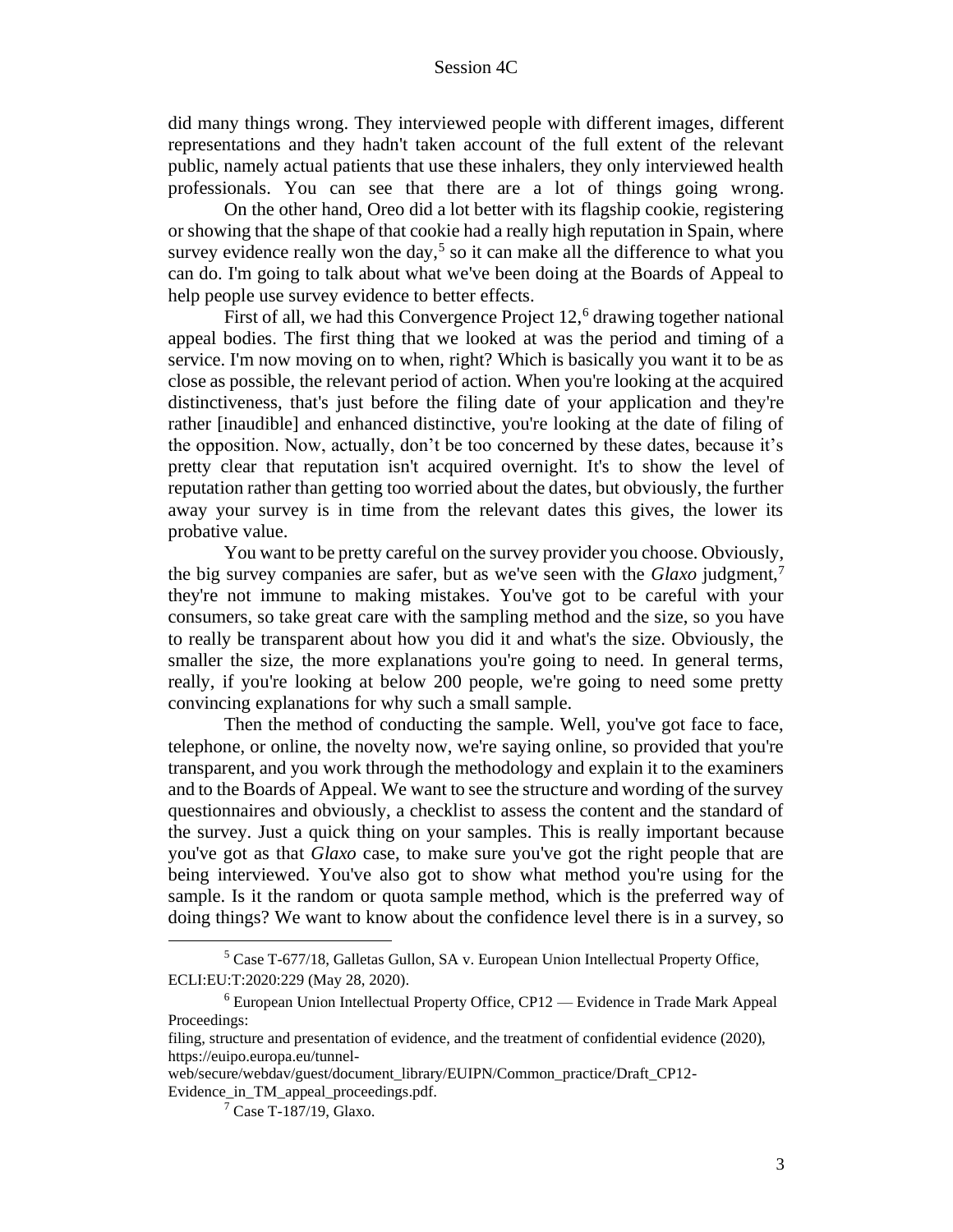did many things wrong. They interviewed people with different images, different representations and they hadn't taken account of the full extent of the relevant public, namely actual patients that use these inhalers, they only interviewed health professionals. You can see that there are a lot of things going wrong.

On the other hand, Oreo did a lot better with its flagship cookie, registering or showing that the shape of that cookie had a really high reputation in Spain, where survey evidence really won the day,[5] so it can make all the difference to what you can do. I'm going to talk about what we've been doing at the Boards of Appeal to help people use survey evidence to better effects.

First of all, we had this Convergence Project 12,[6] drawing together national appeal bodies. The first thing that we looked at was the period and timing of a service. I'm now moving on to when, right? Which is basically you want it to be as close as possible, the relevant period of action. When you're looking at the acquired distinctiveness, that's just before the filing date of your application and they're rather [inaudible] and enhanced distinctive, you're looking at the date of filing of the opposition. Now, actually, don't be too concerned by these dates, because it's pretty clear that reputation isn't acquired overnight. It's to show the level of reputation rather than getting too worried about the dates, but obviously, the further away your survey is in time from the relevant dates this gives, the lower its probative value.

You want to be pretty careful on the survey provider you choose. Obviously, the big survey companies are safer, but as we've seen with the *Glaxo* judgment,[7] they're not immune to making mistakes. You've got to be careful with your consumers, so take great care with the sampling method and the size, so you have to really be transparent about how you did it and what's the size. Obviously, the smaller the size, the more explanations you're going to need. In general terms, really, if you're looking at below 200 people, we're going to need some pretty convincing explanations for why such a small sample.

Then the method of conducting the sample. Well, you've got face to face, telephone, or online, the novelty now, we're saying online, so provided that you're transparent, and you work through the methodology and explain it to the examiners and to the Boards of Appeal. We want to see the structure and wording of the survey questionnaires and obviously, a checklist to assess the content and the standard of the survey. Just a quick thing on your samples. This is really important because you've got as that *Glaxo* case, to make sure you've got the right people that are being interviewed. You've also got to show what method you're using for the sample. Is it the random or quota sample method, which is the preferred way of doing things? We want to know about the confidence level there is in a survey, so

---

[5] Case T-677/18, Galletas Gullon, SA v. European Union Intellectual Property Office, ECLI:EU:T:2020:229 (May 28, 2020).

[6] European Union Intellectual Property Office, CP12 — Evidence in Trade Mark Appeal Proceedings:
filing, structure and presentation of evidence, and the treatment of confidential evidence (2020), https://euipo.europa.eu/tunnel-web/secure/webdav/guest/document_library/EUIPN/Common_practice/Draft_CP12-Evidence_in_TM_appeal_proceedings.pdf.

[7] Case T-187/19, Glaxo.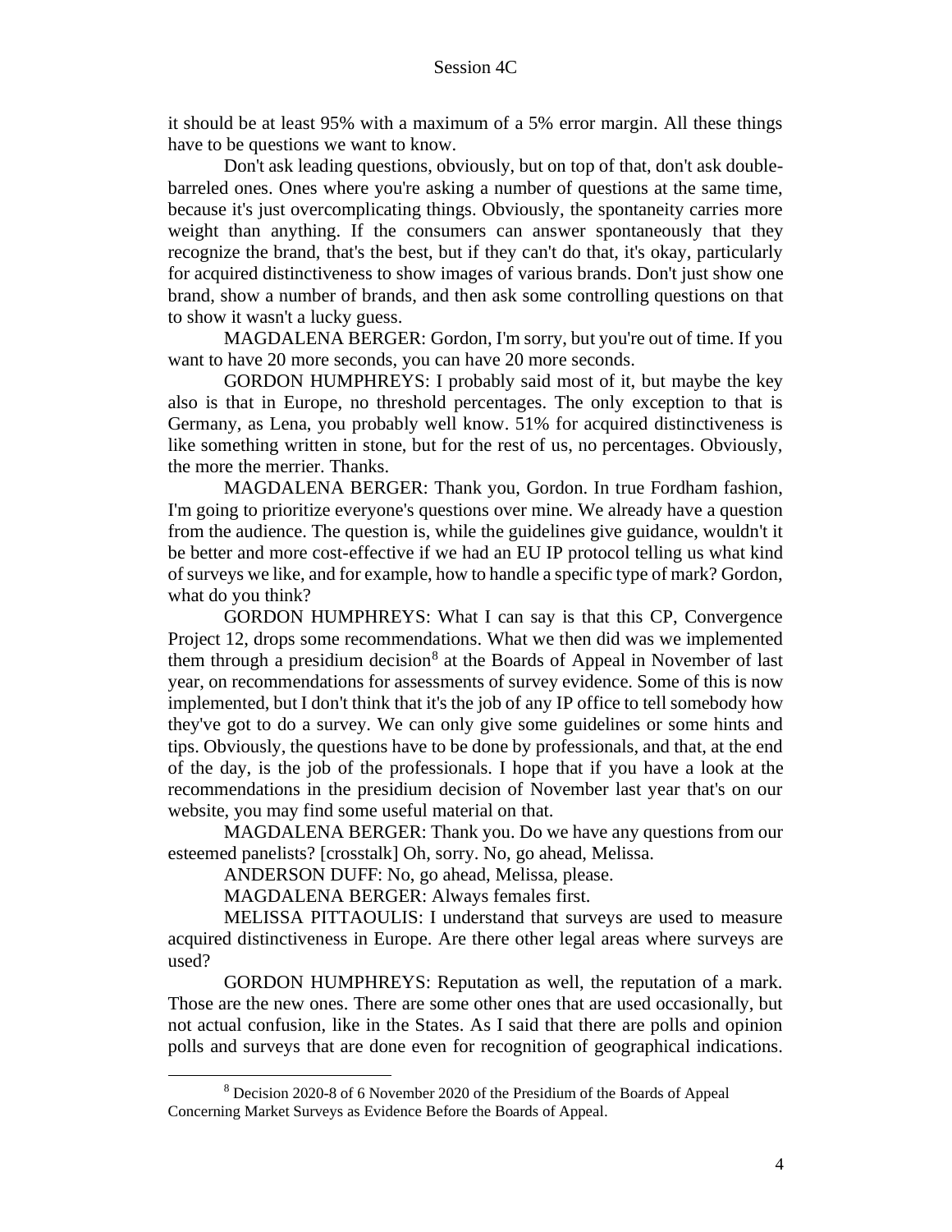it should be at least 95% with a maximum of a 5% error margin. All these things have to be questions we want to know.

Don't ask leading questions, obviously, but on top of that, don't ask double-barreled ones. Ones where you're asking a number of questions at the same time, because it's just overcomplicating things. Obviously, the spontaneity carries more weight than anything. If the consumers can answer spontaneously that they recognize the brand, that's the best, but if they can't do that, it's okay, particularly for acquired distinctiveness to show images of various brands. Don't just show one brand, show a number of brands, and then ask some controlling questions on that to show it wasn't a lucky guess.

MAGDALENA BERGER: Gordon, I'm sorry, but you're out of time. If you want to have 20 more seconds, you can have 20 more seconds.

GORDON HUMPHREYS: I probably said most of it, but maybe the key also is that in Europe, no threshold percentages. The only exception to that is Germany, as Lena, you probably well know. 51% for acquired distinctiveness is like something written in stone, but for the rest of us, no percentages. Obviously, the more the merrier. Thanks.

MAGDALENA BERGER: Thank you, Gordon. In true Fordham fashion, I'm going to prioritize everyone's questions over mine. We already have a question from the audience. The question is, while the guidelines give guidance, wouldn't it be better and more cost-effective if we had an EU IP protocol telling us what kind of surveys we like, and for example, how to handle a specific type of mark? Gordon, what do you think?

GORDON HUMPHREYS: What I can say is that this CP, Convergence Project 12, drops some recommendations. What we then did was we implemented them through a presidium decision[8] at the Boards of Appeal in November of last year, on recommendations for assessments of survey evidence. Some of this is now implemented, but I don't think that it's the job of any IP office to tell somebody how they've got to do a survey. We can only give some guidelines or some hints and tips. Obviously, the questions have to be done by professionals, and that, at the end of the day, is the job of the professionals. I hope that if you have a look at the recommendations in the presidium decision of November last year that's on our website, you may find some useful material on that.

MAGDALENA BERGER: Thank you. Do we have any questions from our esteemed panelists? [crosstalk] Oh, sorry. No, go ahead, Melissa.

ANDERSON DUFF: No, go ahead, Melissa, please.

MAGDALENA BERGER: Always females first.

MELISSA PITTAOULIS: I understand that surveys are used to measure acquired distinctiveness in Europe. Are there other legal areas where surveys are used?

GORDON HUMPHREYS: Reputation as well, the reputation of a mark. Those are the new ones. There are some other ones that are used occasionally, but not actual confusion, like in the States. As I said that there are polls and opinion polls and surveys that are done even for recognition of geographical indications.

---

[8] Decision 2020-8 of 6 November 2020 of the Presidium of the Boards of Appeal Concerning Market Surveys as Evidence Before the Boards of Appeal.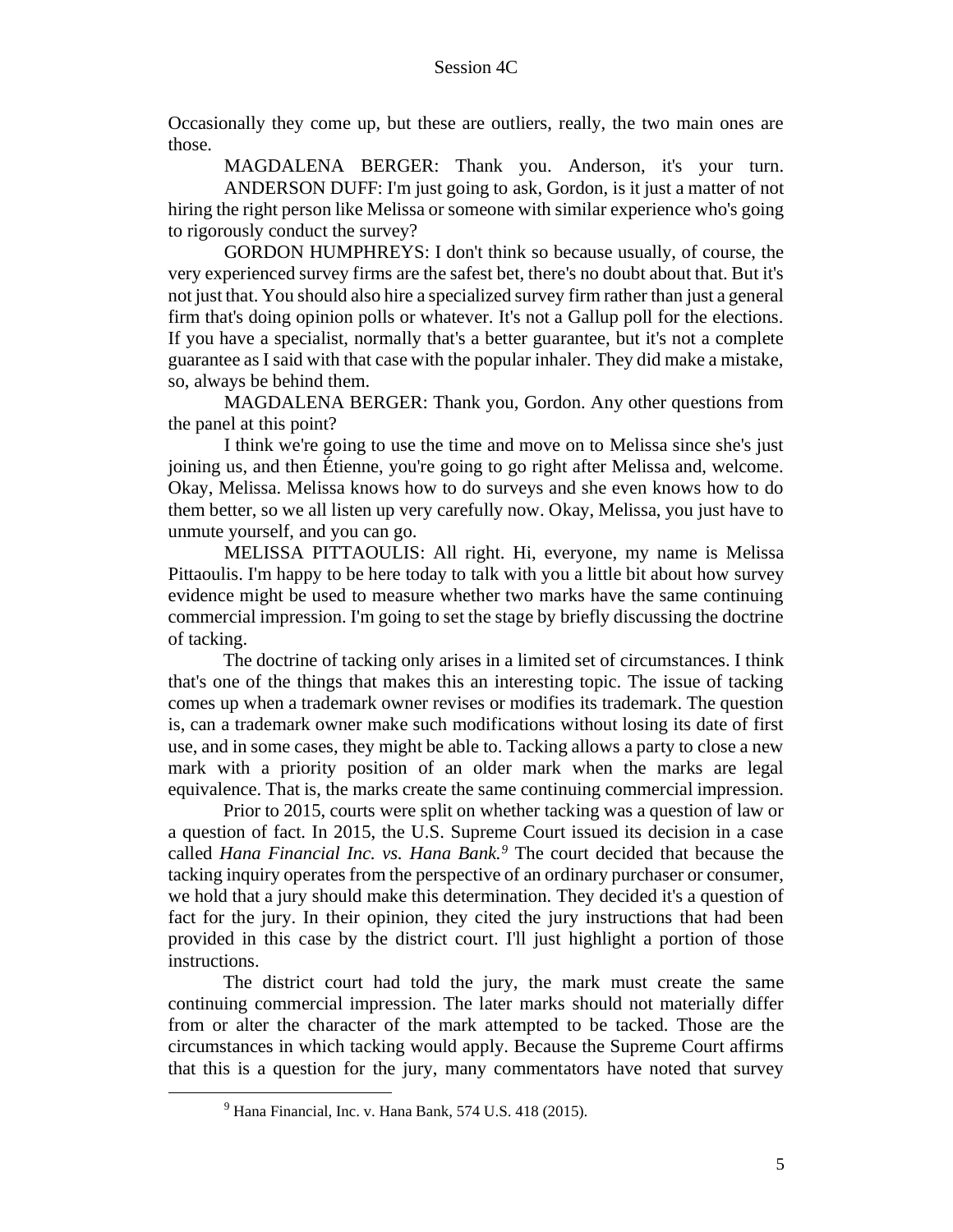Occasionally they come up, but these are outliers, really, the two main ones are those.

MAGDALENA BERGER: Thank you. Anderson, it's your turn.

ANDERSON DUFF: I'm just going to ask, Gordon, is it just a matter of not hiring the right person like Melissa or someone with similar experience who's going to rigorously conduct the survey?

GORDON HUMPHREYS: I don't think so because usually, of course, the very experienced survey firms are the safest bet, there's no doubt about that. But it's not just that. You should also hire a specialized survey firm rather than just a general firm that's doing opinion polls or whatever. It's not a Gallup poll for the elections. If you have a specialist, normally that's a better guarantee, but it's not a complete guarantee as I said with that case with the popular inhaler. They did make a mistake, so, always be behind them.

MAGDALENA BERGER: Thank you, Gordon. Any other questions from the panel at this point?

I think we're going to use the time and move on to Melissa since she's just joining us, and then Étienne, you're going to go right after Melissa and, welcome. Okay, Melissa. Melissa knows how to do surveys and she even knows how to do them better, so we all listen up very carefully now. Okay, Melissa, you just have to unmute yourself, and you can go.

MELISSA PITTAOULIS: All right. Hi, everyone, my name is Melissa Pittaoulis. I'm happy to be here today to talk with you a little bit about how survey evidence might be used to measure whether two marks have the same continuing commercial impression. I'm going to set the stage by briefly discussing the doctrine of tacking.

The doctrine of tacking only arises in a limited set of circumstances. I think that's one of the things that makes this an interesting topic. The issue of tacking comes up when a trademark owner revises or modifies its trademark. The question is, can a trademark owner make such modifications without losing its date of first use, and in some cases, they might be able to. Tacking allows a party to close a new mark with a priority position of an older mark when the marks are legal equivalence. That is, the marks create the same continuing commercial impression.

Prior to 2015, courts were split on whether tacking was a question of law or a question of fact. In 2015, the U.S. Supreme Court issued its decision in a case called *Hana Financial Inc. vs. Hana Bank.*[9] The court decided that because the tacking inquiry operates from the perspective of an ordinary purchaser or consumer, we hold that a jury should make this determination. They decided it's a question of fact for the jury. In their opinion, they cited the jury instructions that had been provided in this case by the district court. I'll just highlight a portion of those instructions.

The district court had told the jury, the mark must create the same continuing commercial impression. The later marks should not materially differ from or alter the character of the mark attempted to be tacked. Those are the circumstances in which tacking would apply. Because the Supreme Court affirms that this is a question for the jury, many commentators have noted that survey

---

[9] Hana Financial, Inc. v. Hana Bank, 574 U.S. 418 (2015).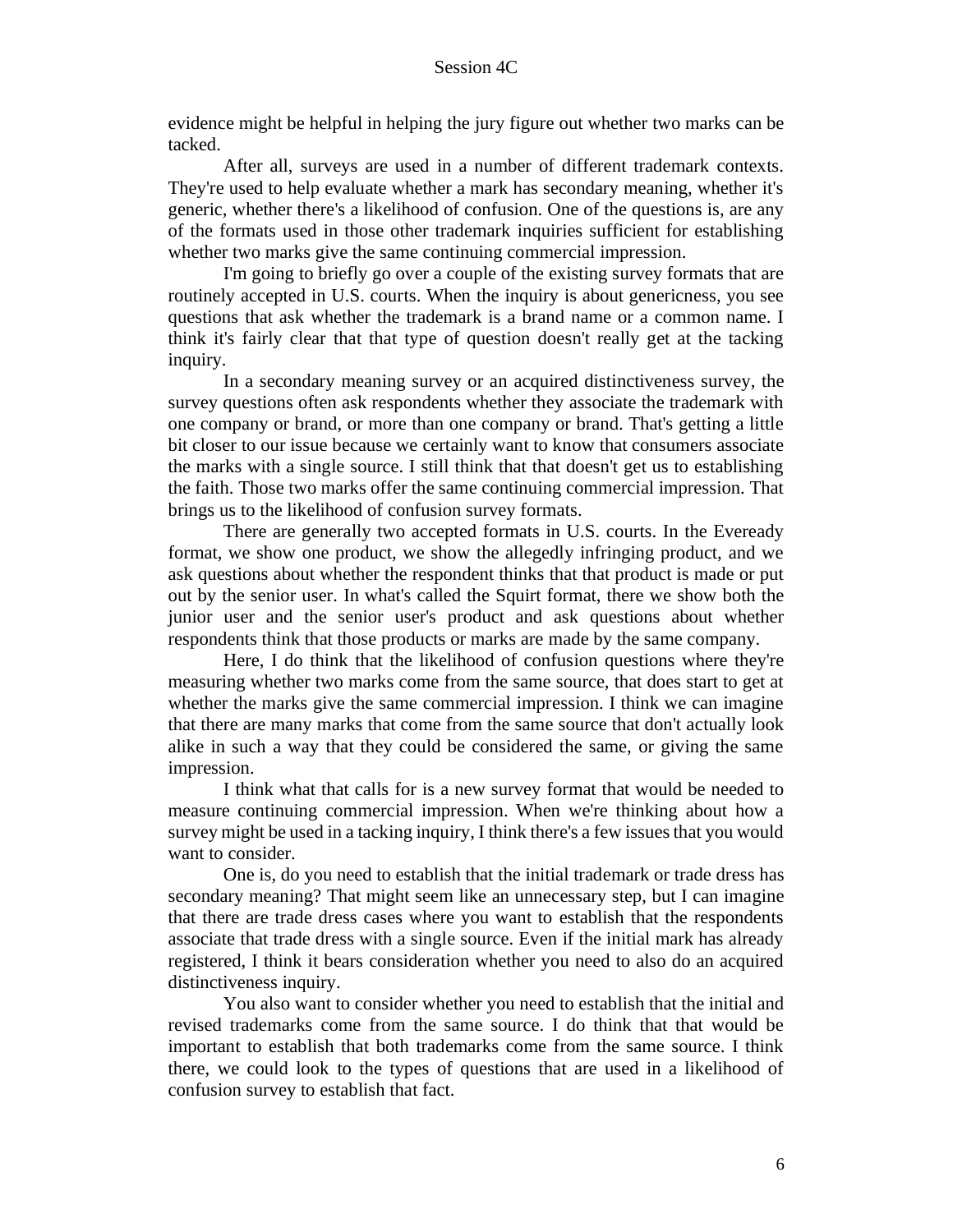evidence might be helpful in helping the jury figure out whether two marks can be tacked.

After all, surveys are used in a number of different trademark contexts. They're used to help evaluate whether a mark has secondary meaning, whether it's generic, whether there's a likelihood of confusion. One of the questions is, are any of the formats used in those other trademark inquiries sufficient for establishing whether two marks give the same continuing commercial impression.

I'm going to briefly go over a couple of the existing survey formats that are routinely accepted in U.S. courts. When the inquiry is about genericness, you see questions that ask whether the trademark is a brand name or a common name. I think it's fairly clear that that type of question doesn't really get at the tacking inquiry.

In a secondary meaning survey or an acquired distinctiveness survey, the survey questions often ask respondents whether they associate the trademark with one company or brand, or more than one company or brand. That's getting a little bit closer to our issue because we certainly want to know that consumers associate the marks with a single source. I still think that that doesn't get us to establishing the faith. Those two marks offer the same continuing commercial impression. That brings us to the likelihood of confusion survey formats.

There are generally two accepted formats in U.S. courts. In the Eveready format, we show one product, we show the allegedly infringing product, and we ask questions about whether the respondent thinks that that product is made or put out by the senior user. In what's called the Squirt format, there we show both the junior user and the senior user's product and ask questions about whether respondents think that those products or marks are made by the same company.

Here, I do think that the likelihood of confusion questions where they're measuring whether two marks come from the same source, that does start to get at whether the marks give the same commercial impression. I think we can imagine that there are many marks that come from the same source that don't actually look alike in such a way that they could be considered the same, or giving the same impression.

I think what that calls for is a new survey format that would be needed to measure continuing commercial impression. When we're thinking about how a survey might be used in a tacking inquiry, I think there's a few issues that you would want to consider.

One is, do you need to establish that the initial trademark or trade dress has secondary meaning? That might seem like an unnecessary step, but I can imagine that there are trade dress cases where you want to establish that the respondents associate that trade dress with a single source. Even if the initial mark has already registered, I think it bears consideration whether you need to also do an acquired distinctiveness inquiry.

You also want to consider whether you need to establish that the initial and revised trademarks come from the same source. I do think that that would be important to establish that both trademarks come from the same source. I think there, we could look to the types of questions that are used in a likelihood of confusion survey to establish that fact.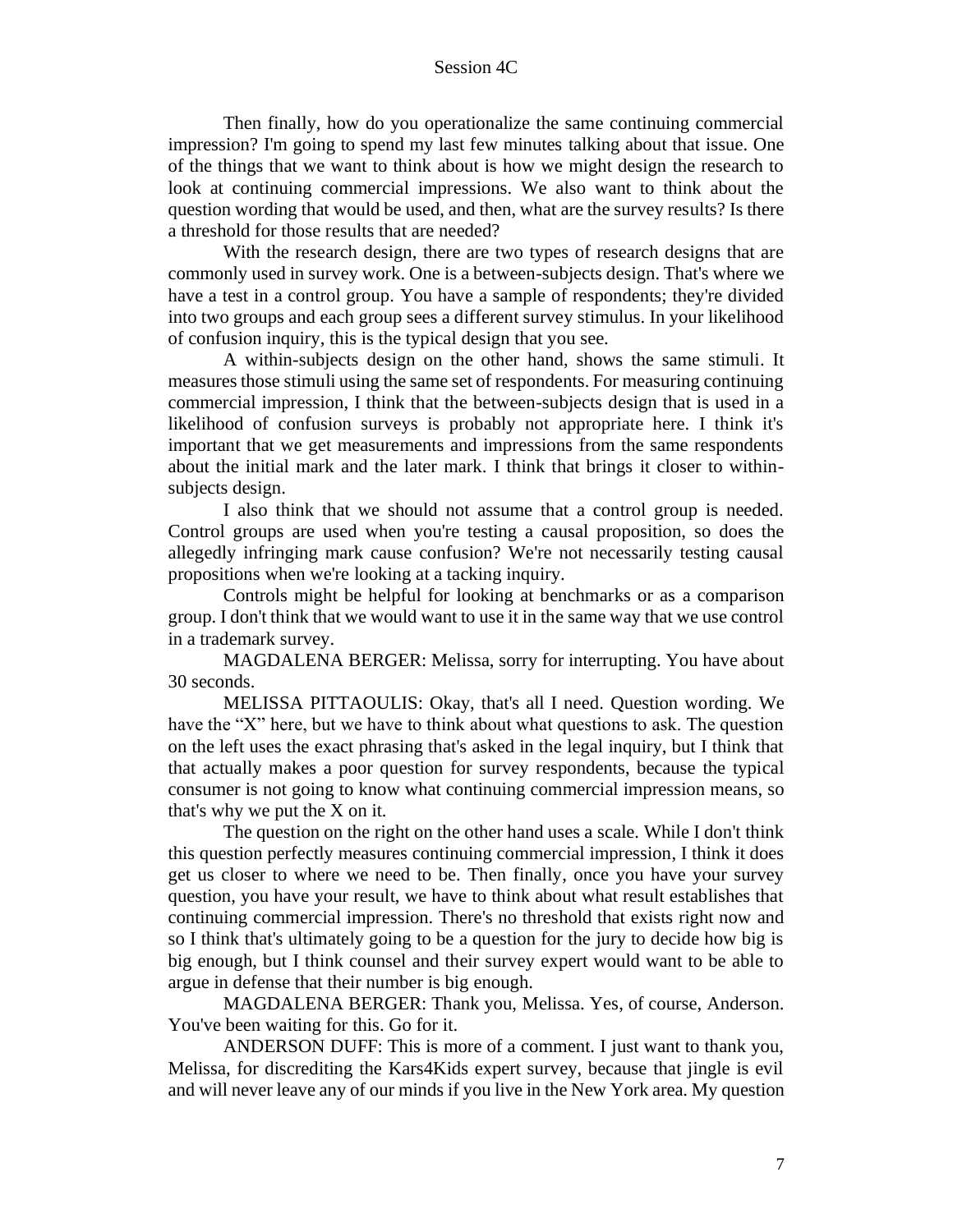Then finally, how do you operationalize the same continuing commercial impression? I'm going to spend my last few minutes talking about that issue. One of the things that we want to think about is how we might design the research to look at continuing commercial impressions. We also want to think about the question wording that would be used, and then, what are the survey results? Is there a threshold for those results that are needed?

With the research design, there are two types of research designs that are commonly used in survey work. One is a between-subjects design. That's where we have a test in a control group. You have a sample of respondents; they're divided into two groups and each group sees a different survey stimulus. In your likelihood of confusion inquiry, this is the typical design that you see.

A within-subjects design on the other hand, shows the same stimuli. It measures those stimuli using the same set of respondents. For measuring continuing commercial impression, I think that the between-subjects design that is used in a likelihood of confusion surveys is probably not appropriate here. I think it's important that we get measurements and impressions from the same respondents about the initial mark and the later mark. I think that brings it closer to within-subjects design.

I also think that we should not assume that a control group is needed. Control groups are used when you're testing a causal proposition, so does the allegedly infringing mark cause confusion? We're not necessarily testing causal propositions when we're looking at a tacking inquiry.

Controls might be helpful for looking at benchmarks or as a comparison group. I don't think that we would want to use it in the same way that we use control in a trademark survey.

MAGDALENA BERGER: Melissa, sorry for interrupting. You have about 30 seconds.

MELISSA PITTAOULIS: Okay, that's all I need. Question wording. We have the "X" here, but we have to think about what questions to ask. The question on the left uses the exact phrasing that's asked in the legal inquiry, but I think that that actually makes a poor question for survey respondents, because the typical consumer is not going to know what continuing commercial impression means, so that's why we put the X on it.

The question on the right on the other hand uses a scale. While I don't think this question perfectly measures continuing commercial impression, I think it does get us closer to where we need to be. Then finally, once you have your survey question, you have your result, we have to think about what result establishes that continuing commercial impression. There's no threshold that exists right now and so I think that's ultimately going to be a question for the jury to decide how big is big enough, but I think counsel and their survey expert would want to be able to argue in defense that their number is big enough.

MAGDALENA BERGER: Thank you, Melissa. Yes, of course, Anderson. You've been waiting for this. Go for it.

ANDERSON DUFF: This is more of a comment. I just want to thank you, Melissa, for discrediting the Kars4Kids expert survey, because that jingle is evil and will never leave any of our minds if you live in the New York area. My question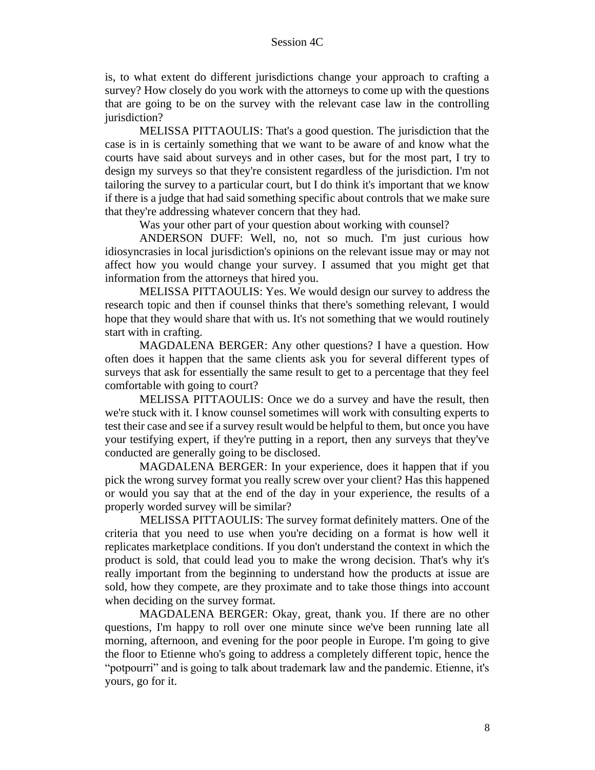is, to what extent do different jurisdictions change your approach to crafting a survey? How closely do you work with the attorneys to come up with the questions that are going to be on the survey with the relevant case law in the controlling jurisdiction?

MELISSA PITTAOULIS: That's a good question. The jurisdiction that the case is in is certainly something that we want to be aware of and know what the courts have said about surveys and in other cases, but for the most part, I try to design my surveys so that they're consistent regardless of the jurisdiction. I'm not tailoring the survey to a particular court, but I do think it's important that we know if there is a judge that had said something specific about controls that we make sure that they're addressing whatever concern that they had.

Was your other part of your question about working with counsel?

ANDERSON DUFF: Well, no, not so much. I'm just curious how idiosyncrasies in local jurisdiction's opinions on the relevant issue may or may not affect how you would change your survey. I assumed that you might get that information from the attorneys that hired you.

MELISSA PITTAOULIS: Yes. We would design our survey to address the research topic and then if counsel thinks that there's something relevant, I would hope that they would share that with us. It's not something that we would routinely start with in crafting.

MAGDALENA BERGER: Any other questions? I have a question. How often does it happen that the same clients ask you for several different types of surveys that ask for essentially the same result to get to a percentage that they feel comfortable with going to court?

MELISSA PITTAOULIS: Once we do a survey and have the result, then we're stuck with it. I know counsel sometimes will work with consulting experts to test their case and see if a survey result would be helpful to them, but once you have your testifying expert, if they're putting in a report, then any surveys that they've conducted are generally going to be disclosed.

MAGDALENA BERGER: In your experience, does it happen that if you pick the wrong survey format you really screw over your client? Has this happened or would you say that at the end of the day in your experience, the results of a properly worded survey will be similar?

MELISSA PITTAOULIS: The survey format definitely matters. One of the criteria that you need to use when you're deciding on a format is how well it replicates marketplace conditions. If you don't understand the context in which the product is sold, that could lead you to make the wrong decision. That's why it's really important from the beginning to understand how the products at issue are sold, how they compete, are they proximate and to take those things into account when deciding on the survey format.

MAGDALENA BERGER: Okay, great, thank you. If there are no other questions, I'm happy to roll over one minute since we've been running late all morning, afternoon, and evening for the poor people in Europe. I'm going to give the floor to Etienne who's going to address a completely different topic, hence the "potpourri" and is going to talk about trademark law and the pandemic. Etienne, it's yours, go for it.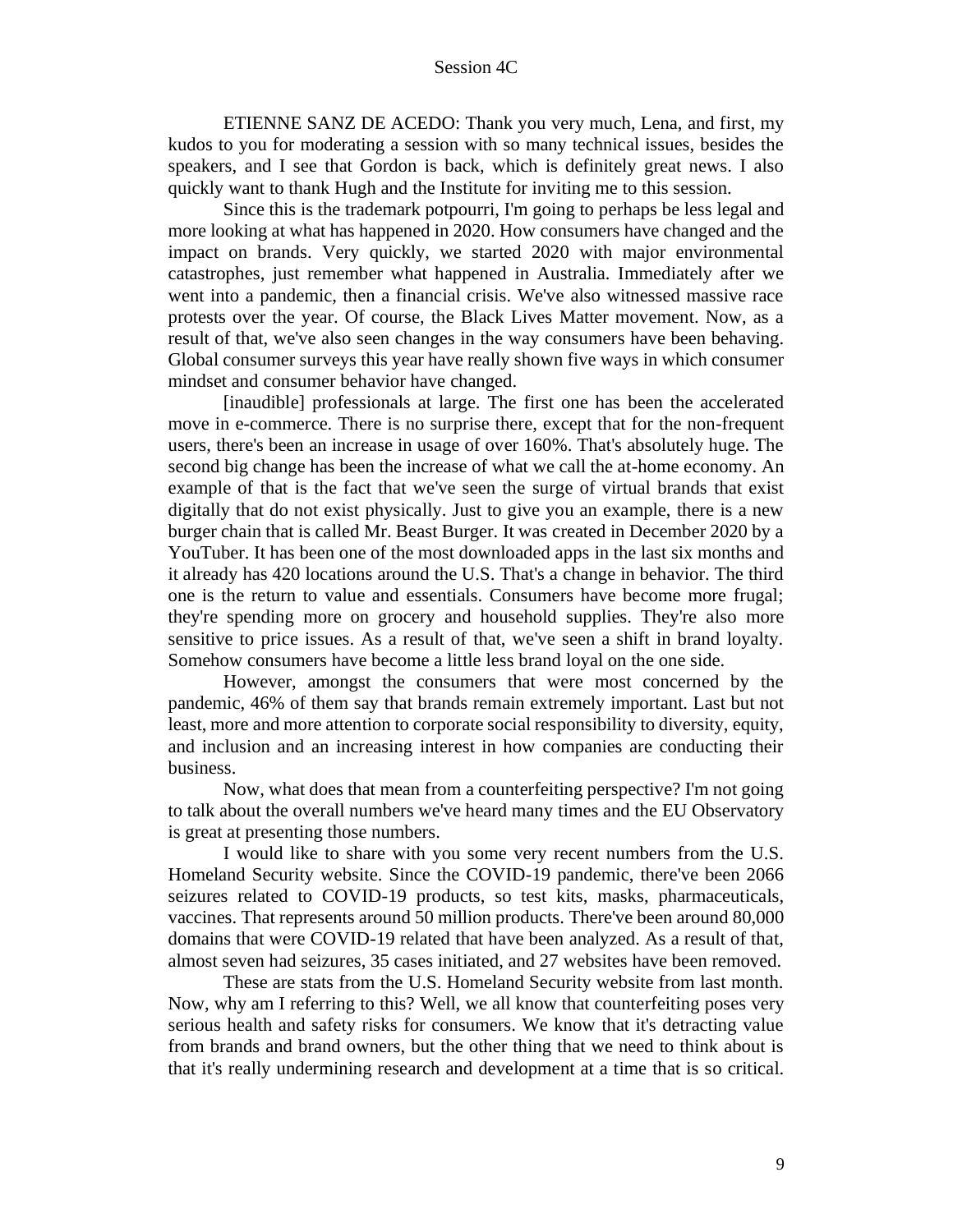ETIENNE SANZ DE ACEDO: Thank you very much, Lena, and first, my kudos to you for moderating a session with so many technical issues, besides the speakers, and I see that Gordon is back, which is definitely great news. I also quickly want to thank Hugh and the Institute for inviting me to this session.

Since this is the trademark potpourri, I'm going to perhaps be less legal and more looking at what has happened in 2020. How consumers have changed and the impact on brands. Very quickly, we started 2020 with major environmental catastrophes, just remember what happened in Australia. Immediately after we went into a pandemic, then a financial crisis. We've also witnessed massive race protests over the year. Of course, the Black Lives Matter movement. Now, as a result of that, we've also seen changes in the way consumers have been behaving. Global consumer surveys this year have really shown five ways in which consumer mindset and consumer behavior have changed.

[inaudible] professionals at large. The first one has been the accelerated move in e-commerce. There is no surprise there, except that for the non-frequent users, there's been an increase in usage of over 160%. That's absolutely huge. The second big change has been the increase of what we call the at-home economy. An example of that is the fact that we've seen the surge of virtual brands that exist digitally that do not exist physically. Just to give you an example, there is a new burger chain that is called Mr. Beast Burger. It was created in December 2020 by a YouTuber. It has been one of the most downloaded apps in the last six months and it already has 420 locations around the U.S. That's a change in behavior. The third one is the return to value and essentials. Consumers have become more frugal; they're spending more on grocery and household supplies. They're also more sensitive to price issues. As a result of that, we've seen a shift in brand loyalty. Somehow consumers have become a little less brand loyal on the one side.

However, amongst the consumers that were most concerned by the pandemic, 46% of them say that brands remain extremely important. Last but not least, more and more attention to corporate social responsibility to diversity, equity, and inclusion and an increasing interest in how companies are conducting their business.

Now, what does that mean from a counterfeiting perspective? I'm not going to talk about the overall numbers we've heard many times and the EU Observatory is great at presenting those numbers.

I would like to share with you some very recent numbers from the U.S. Homeland Security website. Since the COVID-19 pandemic, there've been 2066 seizures related to COVID-19 products, so test kits, masks, pharmaceuticals, vaccines. That represents around 50 million products. There've been around 80,000 domains that were COVID-19 related that have been analyzed. As a result of that, almost seven had seizures, 35 cases initiated, and 27 websites have been removed.

These are stats from the U.S. Homeland Security website from last month. Now, why am I referring to this? Well, we all know that counterfeiting poses very serious health and safety risks for consumers. We know that it's detracting value from brands and brand owners, but the other thing that we need to think about is that it's really undermining research and development at a time that is so critical.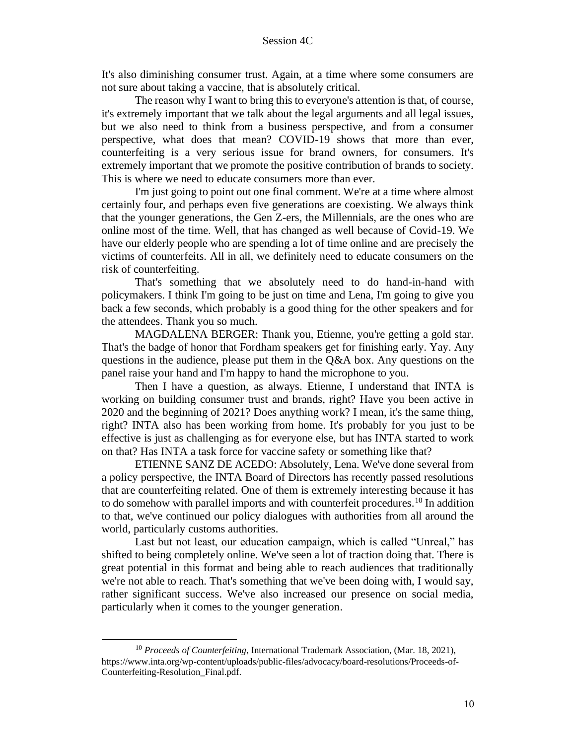It's also diminishing consumer trust. Again, at a time where some consumers are not sure about taking a vaccine, that is absolutely critical.

The reason why I want to bring this to everyone's attention is that, of course, it's extremely important that we talk about the legal arguments and all legal issues, but we also need to think from a business perspective, and from a consumer perspective, what does that mean? COVID-19 shows that more than ever, counterfeiting is a very serious issue for brand owners, for consumers. It's extremely important that we promote the positive contribution of brands to society. This is where we need to educate consumers more than ever.

I'm just going to point out one final comment. We're at a time where almost certainly four, and perhaps even five generations are coexisting. We always think that the younger generations, the Gen Z-ers, the Millennials, are the ones who are online most of the time. Well, that has changed as well because of Covid-19. We have our elderly people who are spending a lot of time online and are precisely the victims of counterfeits. All in all, we definitely need to educate consumers on the risk of counterfeiting.

That's something that we absolutely need to do hand-in-hand with policymakers. I think I'm going to be just on time and Lena, I'm going to give you back a few seconds, which probably is a good thing for the other speakers and for the attendees. Thank you so much.

MAGDALENA BERGER: Thank you, Etienne, you're getting a gold star. That's the badge of honor that Fordham speakers get for finishing early. Yay. Any questions in the audience, please put them in the Q&A box. Any questions on the panel raise your hand and I'm happy to hand the microphone to you.

Then I have a question, as always. Etienne, I understand that INTA is working on building consumer trust and brands, right? Have you been active in 2020 and the beginning of 2021? Does anything work? I mean, it's the same thing, right? INTA also has been working from home. It's probably for you just to be effective is just as challenging as for everyone else, but has INTA started to work on that? Has INTA a task force for vaccine safety or something like that?

ETIENNE SANZ DE ACEDO: Absolutely, Lena. We've done several from a policy perspective, the INTA Board of Directors has recently passed resolutions that are counterfeiting related. One of them is extremely interesting because it has to do somehow with parallel imports and with counterfeit procedures.[10] In addition to that, we've continued our policy dialogues with authorities from all around the world, particularly customs authorities.

Last but not least, our education campaign, which is called "Unreal," has shifted to being completely online. We've seen a lot of traction doing that. There is great potential in this format and being able to reach audiences that traditionally we're not able to reach. That's something that we've been doing with, I would say, rather significant success. We've also increased our presence on social media, particularly when it comes to the younger generation.

---

[10] *Proceeds of Counterfeiting*, International Trademark Association, (Mar. 18, 2021), https://www.inta.org/wp-content/uploads/public-files/advocacy/board-resolutions/Proceeds-of-Counterfeiting-Resolution_Final.pdf.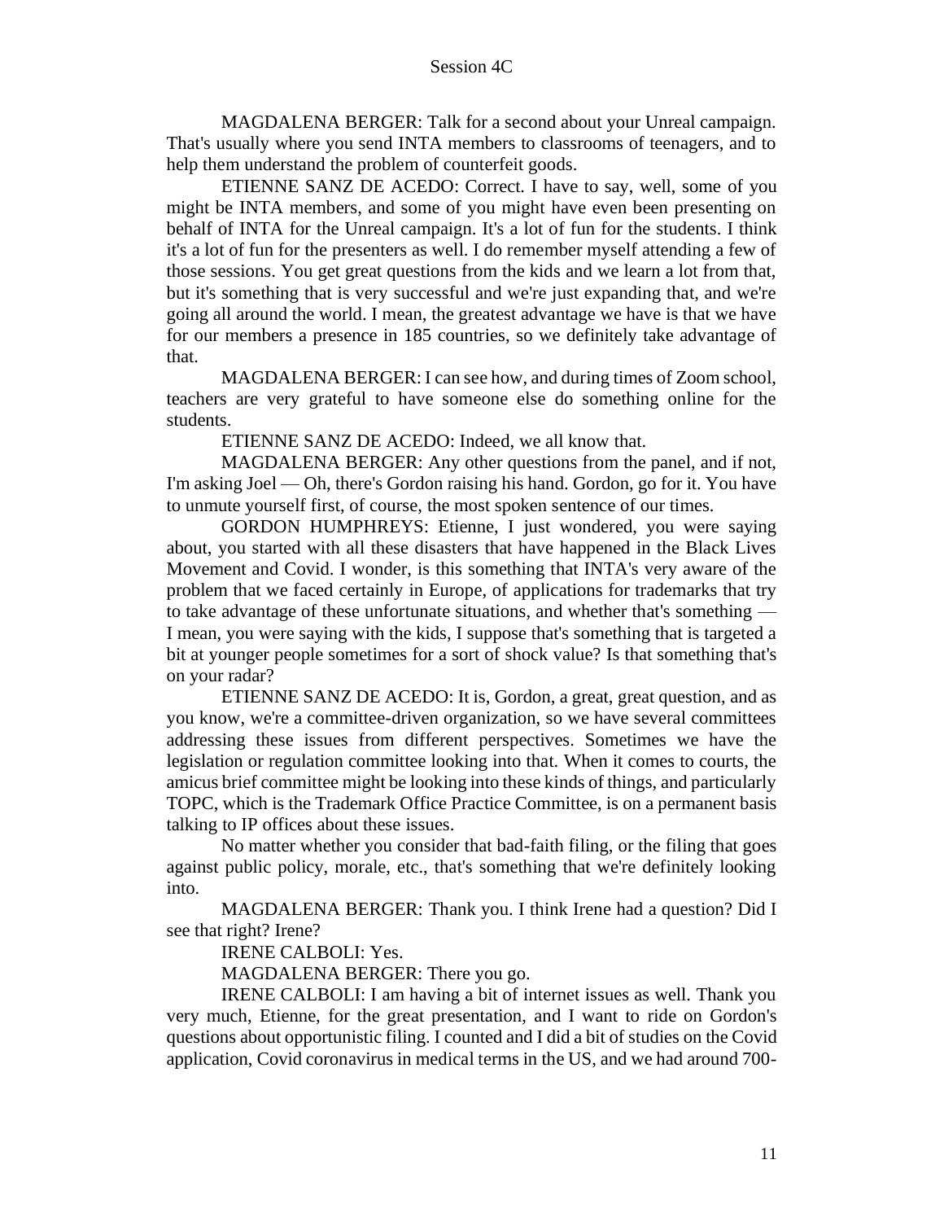MAGDALENA BERGER: Talk for a second about your Unreal campaign. That's usually where you send INTA members to classrooms of teenagers, and to help them understand the problem of counterfeit goods.

ETIENNE SANZ DE ACEDO: Correct. I have to say, well, some of you might be INTA members, and some of you might have even been presenting on behalf of INTA for the Unreal campaign. It's a lot of fun for the students. I think it's a lot of fun for the presenters as well. I do remember myself attending a few of those sessions. You get great questions from the kids and we learn a lot from that, but it's something that is very successful and we're just expanding that, and we're going all around the world. I mean, the greatest advantage we have is that we have for our members a presence in 185 countries, so we definitely take advantage of that.

MAGDALENA BERGER: I can see how, and during times of Zoom school, teachers are very grateful to have someone else do something online for the students.

ETIENNE SANZ DE ACEDO: Indeed, we all know that.

MAGDALENA BERGER: Any other questions from the panel, and if not, I'm asking Joel — Oh, there's Gordon raising his hand. Gordon, go for it. You have to unmute yourself first, of course, the most spoken sentence of our times.

GORDON HUMPHREYS: Etienne, I just wondered, you were saying about, you started with all these disasters that have happened in the Black Lives Movement and Covid. I wonder, is this something that INTA's very aware of the problem that we faced certainly in Europe, of applications for trademarks that try to take advantage of these unfortunate situations, and whether that's something — I mean, you were saying with the kids, I suppose that's something that is targeted a bit at younger people sometimes for a sort of shock value? Is that something that's on your radar?

ETIENNE SANZ DE ACEDO: It is, Gordon, a great, great question, and as you know, we're a committee-driven organization, so we have several committees addressing these issues from different perspectives. Sometimes we have the legislation or regulation committee looking into that. When it comes to courts, the amicus brief committee might be looking into these kinds of things, and particularly TOPC, which is the Trademark Office Practice Committee, is on a permanent basis talking to IP offices about these issues.

No matter whether you consider that bad-faith filing, or the filing that goes against public policy, morale, etc., that's something that we're definitely looking into.

MAGDALENA BERGER: Thank you. I think Irene had a question? Did I see that right? Irene?

IRENE CALBOLI: Yes.

MAGDALENA BERGER: There you go.

IRENE CALBOLI: I am having a bit of internet issues as well. Thank you very much, Etienne, for the great presentation, and I want to ride on Gordon's questions about opportunistic filing. I counted and I did a bit of studies on the Covid application, Covid coronavirus in medical terms in the US, and we had around 700-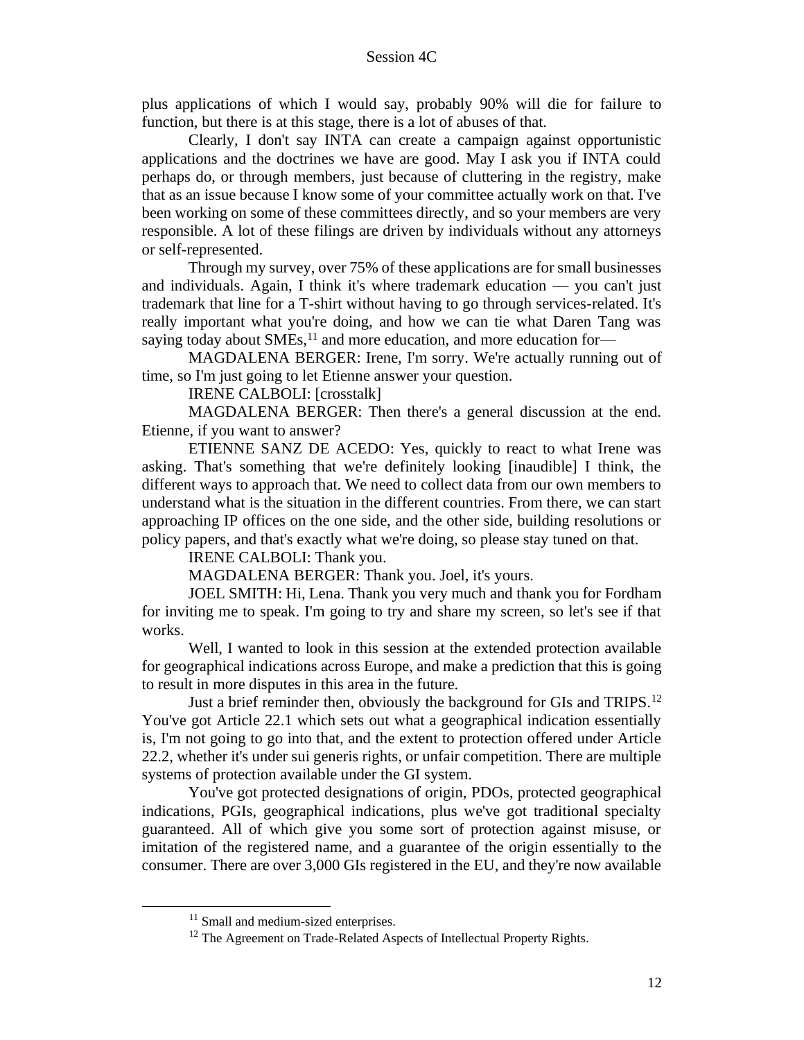plus applications of which I would say, probably 90% will die for failure to function, but there is at this stage, there is a lot of abuses of that.

Clearly, I don't say INTA can create a campaign against opportunistic applications and the doctrines we have are good. May I ask you if INTA could perhaps do, or through members, just because of cluttering in the registry, make that as an issue because I know some of your committee actually work on that. I've been working on some of these committees directly, and so your members are very responsible. A lot of these filings are driven by individuals without any attorneys or self-represented.

Through my survey, over 75% of these applications are for small businesses and individuals. Again, I think it's where trademark education — you can't just trademark that line for a T-shirt without having to go through services-related. It's really important what you're doing, and how we can tie what Daren Tang was saying today about SMEs,[11] and more education, and more education for—

MAGDALENA BERGER: Irene, I'm sorry. We're actually running out of time, so I'm just going to let Etienne answer your question.

IRENE CALBOLI: [crosstalk]

MAGDALENA BERGER: Then there's a general discussion at the end. Etienne, if you want to answer?

ETIENNE SANZ DE ACEDO: Yes, quickly to react to what Irene was asking. That's something that we're definitely looking [inaudible] I think, the different ways to approach that. We need to collect data from our own members to understand what is the situation in the different countries. From there, we can start approaching IP offices on the one side, and the other side, building resolutions or policy papers, and that's exactly what we're doing, so please stay tuned on that.

IRENE CALBOLI: Thank you.

MAGDALENA BERGER: Thank you. Joel, it's yours.

JOEL SMITH: Hi, Lena. Thank you very much and thank you for Fordham for inviting me to speak. I'm going to try and share my screen, so let's see if that works.

Well, I wanted to look in this session at the extended protection available for geographical indications across Europe, and make a prediction that this is going to result in more disputes in this area in the future.

Just a brief reminder then, obviously the background for GIs and TRIPS.[12] You've got Article 22.1 which sets out what a geographical indication essentially is, I'm not going to go into that, and the extent to protection offered under Article 22.2, whether it's under sui generis rights, or unfair competition. There are multiple systems of protection available under the GI system.

You've got protected designations of origin, PDOs, protected geographical indications, PGIs, geographical indications, plus we've got traditional specialty guaranteed. All of which give you some sort of protection against misuse, or imitation of the registered name, and a guarantee of the origin essentially to the consumer. There are over 3,000 GIs registered in the EU, and they're now available

[11] Small and medium-sized enterprises.

[12] The Agreement on Trade-Related Aspects of Intellectual Property Rights.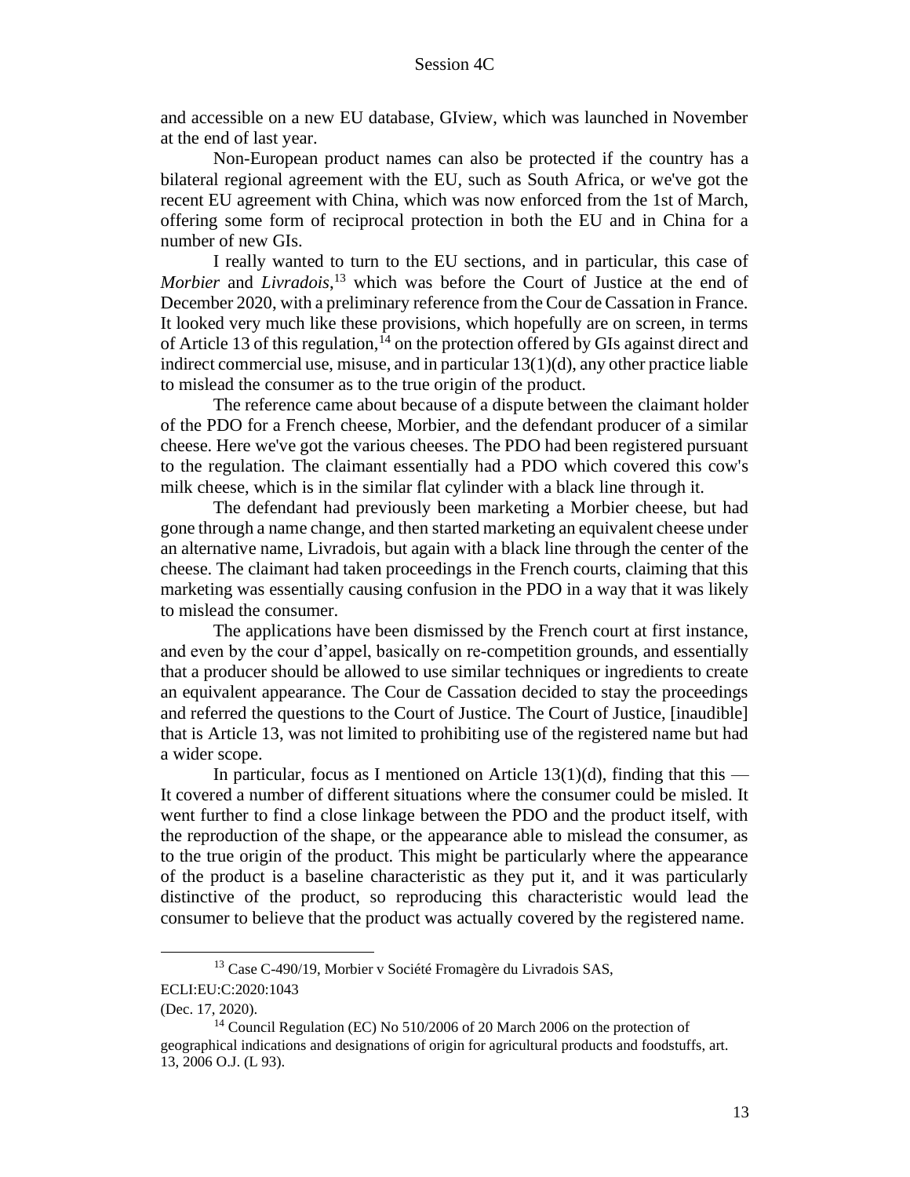and accessible on a new EU database, GIview, which was launched in November at the end of last year.

Non-European product names can also be protected if the country has a bilateral regional agreement with the EU, such as South Africa, or we've got the recent EU agreement with China, which was now enforced from the 1st of March, offering some form of reciprocal protection in both the EU and in China for a number of new GIs.

I really wanted to turn to the EU sections, and in particular, this case of *Morbier* and *Livradois*,[13] which was before the Court of Justice at the end of December 2020, with a preliminary reference from the Cour de Cassation in France. It looked very much like these provisions, which hopefully are on screen, in terms of Article 13 of this regulation,[14] on the protection offered by GIs against direct and indirect commercial use, misuse, and in particular 13(1)(d), any other practice liable to mislead the consumer as to the true origin of the product.

The reference came about because of a dispute between the claimant holder of the PDO for a French cheese, Morbier, and the defendant producer of a similar cheese. Here we've got the various cheeses. The PDO had been registered pursuant to the regulation. The claimant essentially had a PDO which covered this cow's milk cheese, which is in the similar flat cylinder with a black line through it.

The defendant had previously been marketing a Morbier cheese, but had gone through a name change, and then started marketing an equivalent cheese under an alternative name, Livradois, but again with a black line through the center of the cheese. The claimant had taken proceedings in the French courts, claiming that this marketing was essentially causing confusion in the PDO in a way that it was likely to mislead the consumer.

The applications have been dismissed by the French court at first instance, and even by the cour d'appel, basically on re-competition grounds, and essentially that a producer should be allowed to use similar techniques or ingredients to create an equivalent appearance. The Cour de Cassation decided to stay the proceedings and referred the questions to the Court of Justice. The Court of Justice, [inaudible] that is Article 13, was not limited to prohibiting use of the registered name but had a wider scope.

In particular, focus as I mentioned on Article 13(1)(d), finding that this — It covered a number of different situations where the consumer could be misled. It went further to find a close linkage between the PDO and the product itself, with the reproduction of the shape, or the appearance able to mislead the consumer, as to the true origin of the product. This might be particularly where the appearance of the product is a baseline characteristic as they put it, and it was particularly distinctive of the product, so reproducing this characteristic would lead the consumer to believe that the product was actually covered by the registered name.

---

[13] Case C-490/19, Morbier v Société Fromagère du Livradois SAS, ECLI:EU:C:2020:1043 (Dec. 17, 2020).

[14] Council Regulation (EC) No 510/2006 of 20 March 2006 on the protection of geographical indications and designations of origin for agricultural products and foodstuffs, art. 13, 2006 O.J. (L 93).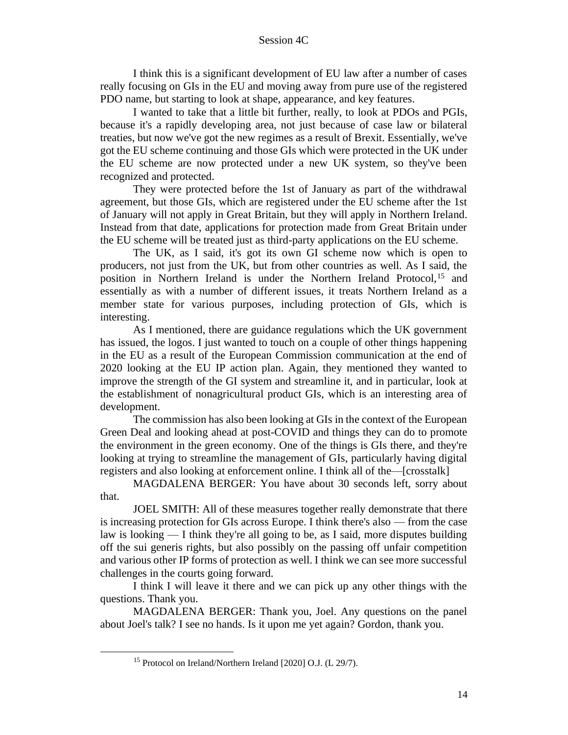I think this is a significant development of EU law after a number of cases really focusing on GIs in the EU and moving away from pure use of the registered PDO name, but starting to look at shape, appearance, and key features.

I wanted to take that a little bit further, really, to look at PDOs and PGIs, because it's a rapidly developing area, not just because of case law or bilateral treaties, but now we've got the new regimes as a result of Brexit. Essentially, we've got the EU scheme continuing and those GIs which were protected in the UK under the EU scheme are now protected under a new UK system, so they've been recognized and protected.

They were protected before the 1st of January as part of the withdrawal agreement, but those GIs, which are registered under the EU scheme after the 1st of January will not apply in Great Britain, but they will apply in Northern Ireland. Instead from that date, applications for protection made from Great Britain under the EU scheme will be treated just as third-party applications on the EU scheme.

The UK, as I said, it's got its own GI scheme now which is open to producers, not just from the UK, but from other countries as well. As I said, the position in Northern Ireland is under the Northern Ireland Protocol,[15] and essentially as with a number of different issues, it treats Northern Ireland as a member state for various purposes, including protection of GIs, which is interesting.

As I mentioned, there are guidance regulations which the UK government has issued, the logos. I just wanted to touch on a couple of other things happening in the EU as a result of the European Commission communication at the end of 2020 looking at the EU IP action plan. Again, they mentioned they wanted to improve the strength of the GI system and streamline it, and in particular, look at the establishment of nonagricultural product GIs, which is an interesting area of development.

The commission has also been looking at GIs in the context of the European Green Deal and looking ahead at post-COVID and things they can do to promote the environment in the green economy. One of the things is GIs there, and they're looking at trying to streamline the management of GIs, particularly having digital registers and also looking at enforcement online. I think all of the—[crosstalk]

MAGDALENA BERGER: You have about 30 seconds left, sorry about that.

JOEL SMITH: All of these measures together really demonstrate that there is increasing protection for GIs across Europe. I think there's also — from the case law is looking — I think they're all going to be, as I said, more disputes building off the sui generis rights, but also possibly on the passing off unfair competition and various other IP forms of protection as well. I think we can see more successful challenges in the courts going forward.

I think I will leave it there and we can pick up any other things with the questions. Thank you.

MAGDALENA BERGER: Thank you, Joel. Any questions on the panel about Joel's talk? I see no hands. Is it upon me yet again? Gordon, thank you.

---

[15] Protocol on Ireland/Northern Ireland [2020] O.J. (L 29/7).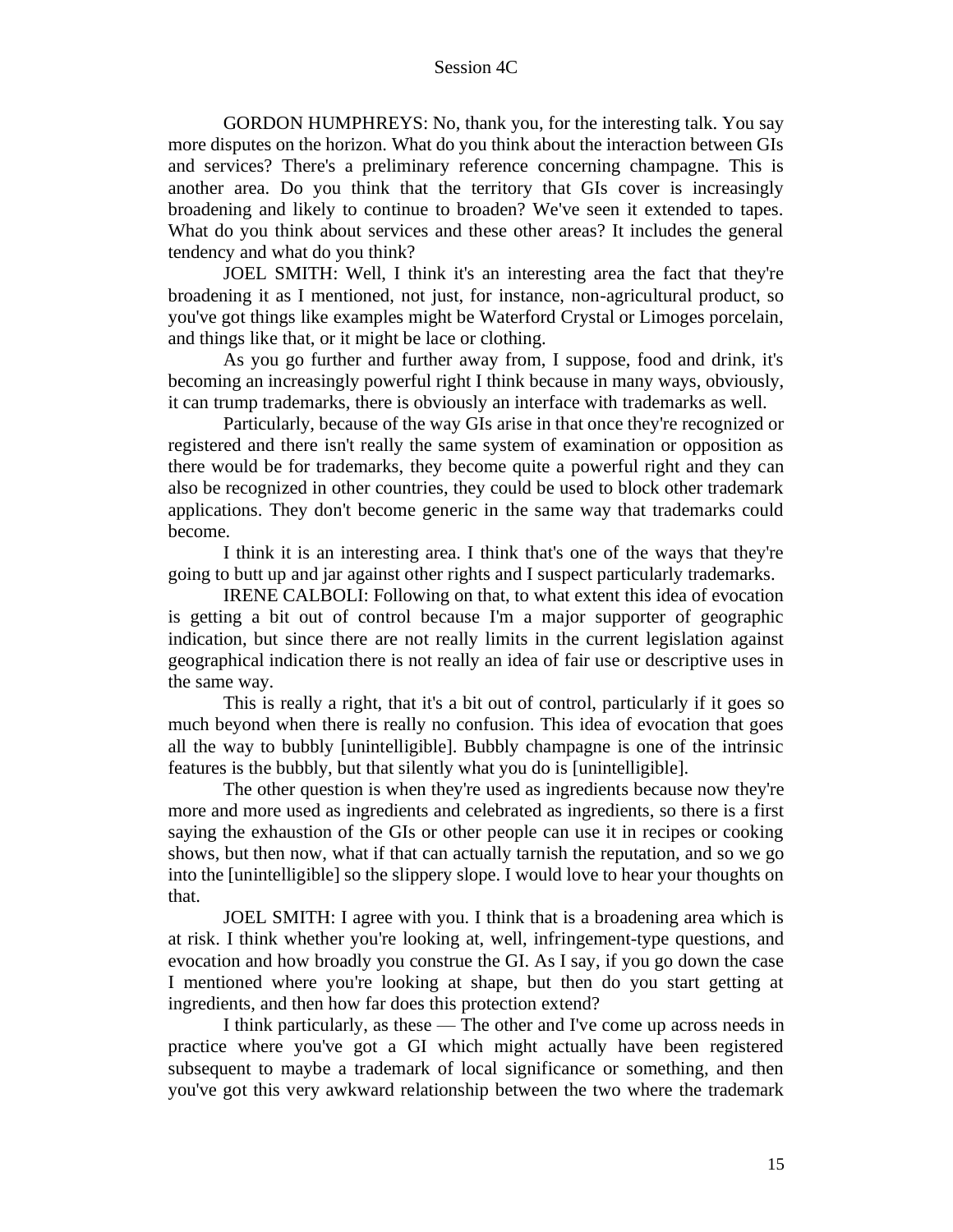GORDON HUMPHREYS: No, thank you, for the interesting talk. You say more disputes on the horizon. What do you think about the interaction between GIs and services? There's a preliminary reference concerning champagne. This is another area. Do you think that the territory that GIs cover is increasingly broadening and likely to continue to broaden? We've seen it extended to tapes. What do you think about services and these other areas? It includes the general tendency and what do you think?

JOEL SMITH: Well, I think it's an interesting area the fact that they're broadening it as I mentioned, not just, for instance, non-agricultural product, so you've got things like examples might be Waterford Crystal or Limoges porcelain, and things like that, or it might be lace or clothing.

As you go further and further away from, I suppose, food and drink, it's becoming an increasingly powerful right I think because in many ways, obviously, it can trump trademarks, there is obviously an interface with trademarks as well.

Particularly, because of the way GIs arise in that once they're recognized or registered and there isn't really the same system of examination or opposition as there would be for trademarks, they become quite a powerful right and they can also be recognized in other countries, they could be used to block other trademark applications. They don't become generic in the same way that trademarks could become.

I think it is an interesting area. I think that's one of the ways that they're going to butt up and jar against other rights and I suspect particularly trademarks.

IRENE CALBOLI: Following on that, to what extent this idea of evocation is getting a bit out of control because I'm a major supporter of geographic indication, but since there are not really limits in the current legislation against geographical indication there is not really an idea of fair use or descriptive uses in the same way.

This is really a right, that it's a bit out of control, particularly if it goes so much beyond when there is really no confusion. This idea of evocation that goes all the way to bubbly [unintelligible]. Bubbly champagne is one of the intrinsic features is the bubbly, but that silently what you do is [unintelligible].

The other question is when they're used as ingredients because now they're more and more used as ingredients and celebrated as ingredients, so there is a first saying the exhaustion of the GIs or other people can use it in recipes or cooking shows, but then now, what if that can actually tarnish the reputation, and so we go into the [unintelligible] so the slippery slope. I would love to hear your thoughts on that.

JOEL SMITH: I agree with you. I think that is a broadening area which is at risk. I think whether you're looking at, well, infringement-type questions, and evocation and how broadly you construe the GI. As I say, if you go down the case I mentioned where you're looking at shape, but then do you start getting at ingredients, and then how far does this protection extend?

I think particularly, as these — The other and I've come up across needs in practice where you've got a GI which might actually have been registered subsequent to maybe a trademark of local significance or something, and then you've got this very awkward relationship between the two where the trademark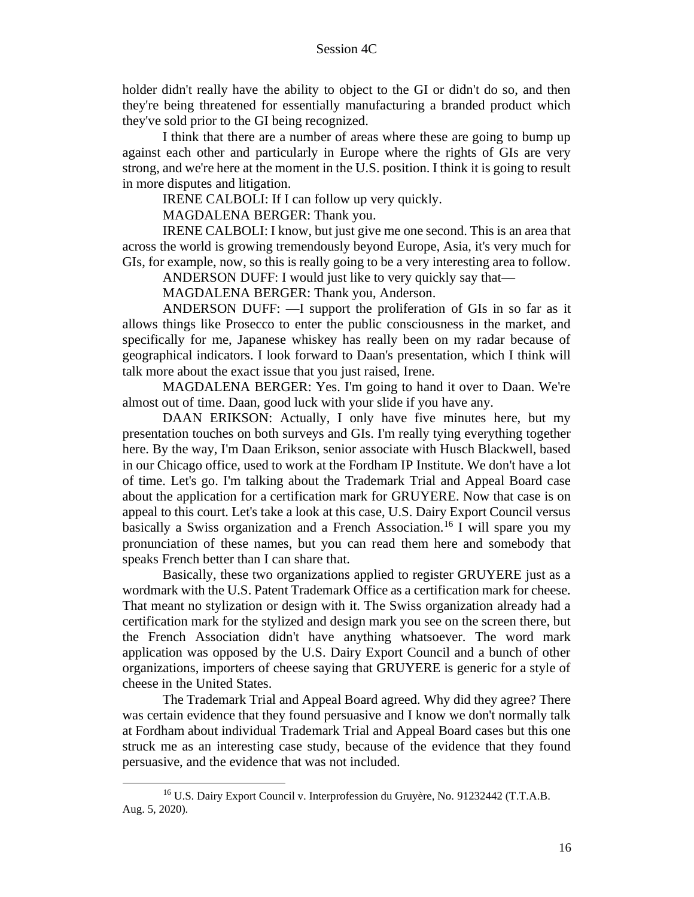holder didn't really have the ability to object to the GI or didn't do so, and then they're being threatened for essentially manufacturing a branded product which they've sold prior to the GI being recognized.

I think that there are a number of areas where these are going to bump up against each other and particularly in Europe where the rights of GIs are very strong, and we're here at the moment in the U.S. position. I think it is going to result in more disputes and litigation.

IRENE CALBOLI: If I can follow up very quickly.

MAGDALENA BERGER: Thank you.

IRENE CALBOLI: I know, but just give me one second. This is an area that across the world is growing tremendously beyond Europe, Asia, it's very much for GIs, for example, now, so this is really going to be a very interesting area to follow.

ANDERSON DUFF: I would just like to very quickly say that—

MAGDALENA BERGER: Thank you, Anderson.

ANDERSON DUFF: —I support the proliferation of GIs in so far as it allows things like Prosecco to enter the public consciousness in the market, and specifically for me, Japanese whiskey has really been on my radar because of geographical indicators. I look forward to Daan's presentation, which I think will talk more about the exact issue that you just raised, Irene.

MAGDALENA BERGER: Yes. I'm going to hand it over to Daan. We're almost out of time. Daan, good luck with your slide if you have any.

DAAN ERIKSON: Actually, I only have five minutes here, but my presentation touches on both surveys and GIs. I'm really tying everything together here. By the way, I'm Daan Erikson, senior associate with Husch Blackwell, based in our Chicago office, used to work at the Fordham IP Institute. We don't have a lot of time. Let's go. I'm talking about the Trademark Trial and Appeal Board case about the application for a certification mark for GRUYERE. Now that case is on appeal to this court. Let's take a look at this case, U.S. Dairy Export Council versus basically a Swiss organization and a French Association.[16] I will spare you my pronunciation of these names, but you can read them here and somebody that speaks French better than I can share that.

Basically, these two organizations applied to register GRUYERE just as a wordmark with the U.S. Patent Trademark Office as a certification mark for cheese. That meant no stylization or design with it. The Swiss organization already had a certification mark for the stylized and design mark you see on the screen there, but the French Association didn't have anything whatsoever. The word mark application was opposed by the U.S. Dairy Export Council and a bunch of other organizations, importers of cheese saying that GRUYERE is generic for a style of cheese in the United States.

The Trademark Trial and Appeal Board agreed. Why did they agree? There was certain evidence that they found persuasive and I know we don't normally talk at Fordham about individual Trademark Trial and Appeal Board cases but this one struck me as an interesting case study, because of the evidence that they found persuasive, and the evidence that was not included.

[16] U.S. Dairy Export Council v. Interprofession du Gruyère, No. 91232442 (T.T.A.B. Aug. 5, 2020).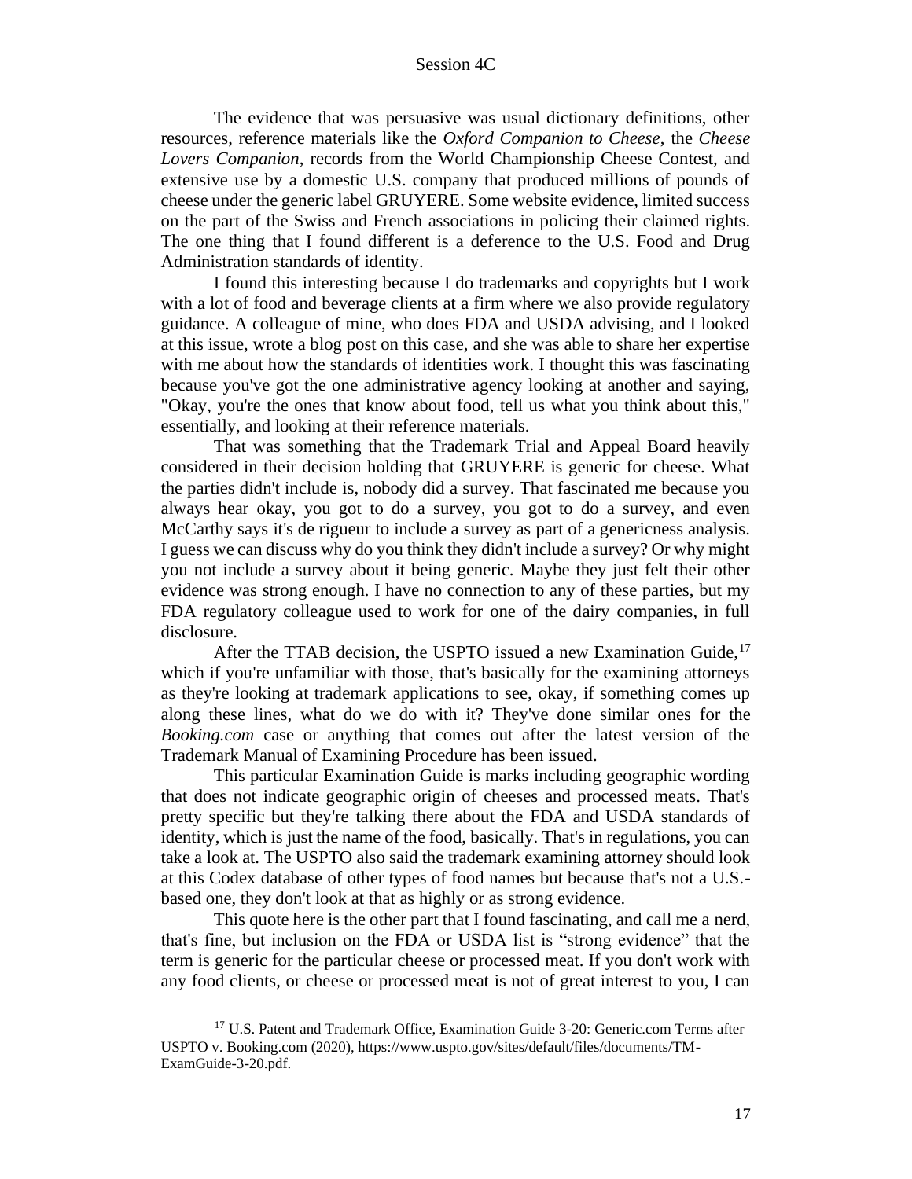The evidence that was persuasive was usual dictionary definitions, other resources, reference materials like the *Oxford Companion to Cheese*, the *Cheese Lovers Companion*, records from the World Championship Cheese Contest, and extensive use by a domestic U.S. company that produced millions of pounds of cheese under the generic label GRUYERE. Some website evidence, limited success on the part of the Swiss and French associations in policing their claimed rights. The one thing that I found different is a deference to the U.S. Food and Drug Administration standards of identity.

I found this interesting because I do trademarks and copyrights but I work with a lot of food and beverage clients at a firm where we also provide regulatory guidance. A colleague of mine, who does FDA and USDA advising, and I looked at this issue, wrote a blog post on this case, and she was able to share her expertise with me about how the standards of identities work. I thought this was fascinating because you've got the one administrative agency looking at another and saying, "Okay, you're the ones that know about food, tell us what you think about this," essentially, and looking at their reference materials.

That was something that the Trademark Trial and Appeal Board heavily considered in their decision holding that GRUYERE is generic for cheese. What the parties didn't include is, nobody did a survey. That fascinated me because you always hear okay, you got to do a survey, you got to do a survey, and even McCarthy says it's de rigueur to include a survey as part of a genericness analysis. I guess we can discuss why do you think they didn't include a survey? Or why might you not include a survey about it being generic. Maybe they just felt their other evidence was strong enough. I have no connection to any of these parties, but my FDA regulatory colleague used to work for one of the dairy companies, in full disclosure.

After the TTAB decision, the USPTO issued a new Examination Guide,[17] which if you're unfamiliar with those, that's basically for the examining attorneys as they're looking at trademark applications to see, okay, if something comes up along these lines, what do we do with it? They've done similar ones for the *Booking.com* case or anything that comes out after the latest version of the Trademark Manual of Examining Procedure has been issued.

This particular Examination Guide is marks including geographic wording that does not indicate geographic origin of cheeses and processed meats. That's pretty specific but they're talking there about the FDA and USDA standards of identity, which is just the name of the food, basically. That's in regulations, you can take a look at. The USPTO also said the trademark examining attorney should look at this Codex database of other types of food names but because that's not a U.S.-based one, they don't look at that as highly or as strong evidence.

This quote here is the other part that I found fascinating, and call me a nerd, that's fine, but inclusion on the FDA or USDA list is "strong evidence" that the term is generic for the particular cheese or processed meat. If you don't work with any food clients, or cheese or processed meat is not of great interest to you, I can

---

[17] U.S. Patent and Trademark Office, Examination Guide 3-20: Generic.com Terms after USPTO v. Booking.com (2020), https://www.uspto.gov/sites/default/files/documents/TM-ExamGuide-3-20.pdf.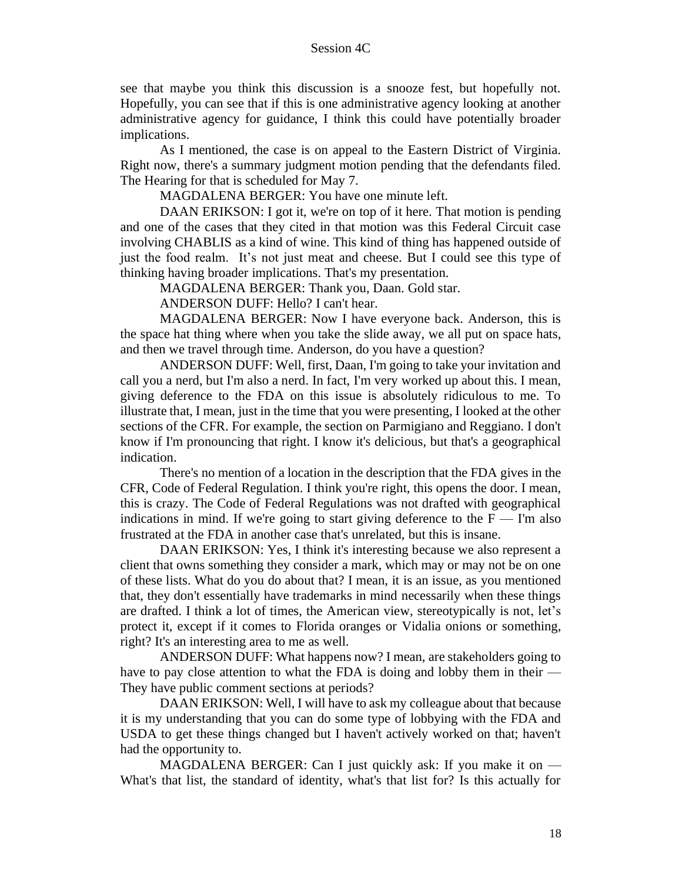see that maybe you think this discussion is a snooze fest, but hopefully not. Hopefully, you can see that if this is one administrative agency looking at another administrative agency for guidance, I think this could have potentially broader implications.

As I mentioned, the case is on appeal to the Eastern District of Virginia. Right now, there's a summary judgment motion pending that the defendants filed. The Hearing for that is scheduled for May 7.

MAGDALENA BERGER: You have one minute left.

DAAN ERIKSON: I got it, we're on top of it here. That motion is pending and one of the cases that they cited in that motion was this Federal Circuit case involving CHABLIS as a kind of wine. This kind of thing has happened outside of just the food realm. It's not just meat and cheese. But I could see this type of thinking having broader implications. That's my presentation.

MAGDALENA BERGER: Thank you, Daan. Gold star.

ANDERSON DUFF: Hello? I can't hear.

MAGDALENA BERGER: Now I have everyone back. Anderson, this is the space hat thing where when you take the slide away, we all put on space hats, and then we travel through time. Anderson, do you have a question?

ANDERSON DUFF: Well, first, Daan, I'm going to take your invitation and call you a nerd, but I'm also a nerd. In fact, I'm very worked up about this. I mean, giving deference to the FDA on this issue is absolutely ridiculous to me. To illustrate that, I mean, just in the time that you were presenting, I looked at the other sections of the CFR. For example, the section on Parmigiano and Reggiano. I don't know if I'm pronouncing that right. I know it's delicious, but that's a geographical indication.

There's no mention of a location in the description that the FDA gives in the CFR, Code of Federal Regulation. I think you're right, this opens the door. I mean, this is crazy. The Code of Federal Regulations was not drafted with geographical indications in mind. If we're going to start giving deference to the F — I'm also frustrated at the FDA in another case that's unrelated, but this is insane.

DAAN ERIKSON: Yes, I think it's interesting because we also represent a client that owns something they consider a mark, which may or may not be on one of these lists. What do you do about that? I mean, it is an issue, as you mentioned that, they don't essentially have trademarks in mind necessarily when these things are drafted. I think a lot of times, the American view, stereotypically is not, let's protect it, except if it comes to Florida oranges or Vidalia onions or something, right? It's an interesting area to me as well.

ANDERSON DUFF: What happens now? I mean, are stakeholders going to have to pay close attention to what the FDA is doing and lobby them in their — They have public comment sections at periods?

DAAN ERIKSON: Well, I will have to ask my colleague about that because it is my understanding that you can do some type of lobbying with the FDA and USDA to get these things changed but I haven't actively worked on that; haven't had the opportunity to.

MAGDALENA BERGER: Can I just quickly ask: If you make it on — What's that list, the standard of identity, what's that list for? Is this actually for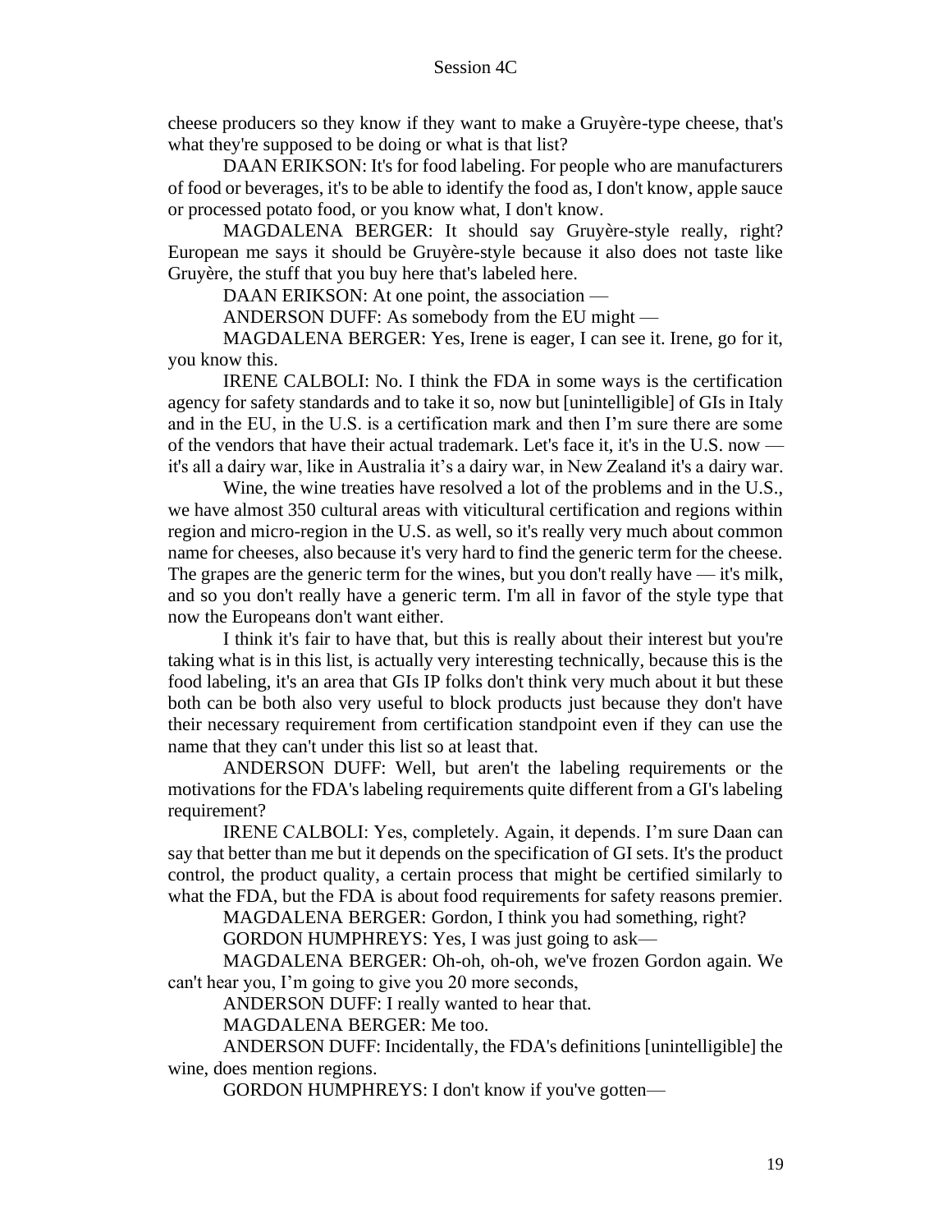cheese producers so they know if they want to make a Gruyère-type cheese, that's what they're supposed to be doing or what is that list?

DAAN ERIKSON: It's for food labeling. For people who are manufacturers of food or beverages, it's to be able to identify the food as, I don't know, apple sauce or processed potato food, or you know what, I don't know.

MAGDALENA BERGER: It should say Gruyère-style really, right? European me says it should be Gruyère-style because it also does not taste like Gruyère, the stuff that you buy here that's labeled here.

DAAN ERIKSON: At one point, the association —

ANDERSON DUFF: As somebody from the EU might —

MAGDALENA BERGER: Yes, Irene is eager, I can see it. Irene, go for it, you know this.

IRENE CALBOLI: No. I think the FDA in some ways is the certification agency for safety standards and to take it so, now but [unintelligible] of GIs in Italy and in the EU, in the U.S. is a certification mark and then I'm sure there are some of the vendors that have their actual trademark. Let's face it, it's in the U.S. now — it's all a dairy war, like in Australia it's a dairy war, in New Zealand it's a dairy war.

Wine, the wine treaties have resolved a lot of the problems and in the U.S., we have almost 350 cultural areas with viticultural certification and regions within region and micro-region in the U.S. as well, so it's really very much about common name for cheeses, also because it's very hard to find the generic term for the cheese. The grapes are the generic term for the wines, but you don't really have — it's milk, and so you don't really have a generic term. I'm all in favor of the style type that now the Europeans don't want either.

I think it's fair to have that, but this is really about their interest but you're taking what is in this list, is actually very interesting technically, because this is the food labeling, it's an area that GIs IP folks don't think very much about it but these both can be both also very useful to block products just because they don't have their necessary requirement from certification standpoint even if they can use the name that they can't under this list so at least that.

ANDERSON DUFF: Well, but aren't the labeling requirements or the motivations for the FDA's labeling requirements quite different from a GI's labeling requirement?

IRENE CALBOLI: Yes, completely. Again, it depends. I'm sure Daan can say that better than me but it depends on the specification of GI sets. It's the product control, the product quality, a certain process that might be certified similarly to what the FDA, but the FDA is about food requirements for safety reasons premier.

MAGDALENA BERGER: Gordon, I think you had something, right?

GORDON HUMPHREYS: Yes, I was just going to ask—

MAGDALENA BERGER: Oh-oh, oh-oh, we've frozen Gordon again. We can't hear you, I'm going to give you 20 more seconds,

ANDERSON DUFF: I really wanted to hear that.

MAGDALENA BERGER: Me too.

ANDERSON DUFF: Incidentally, the FDA's definitions [unintelligible] the wine, does mention regions.

GORDON HUMPHREYS: I don't know if you've gotten—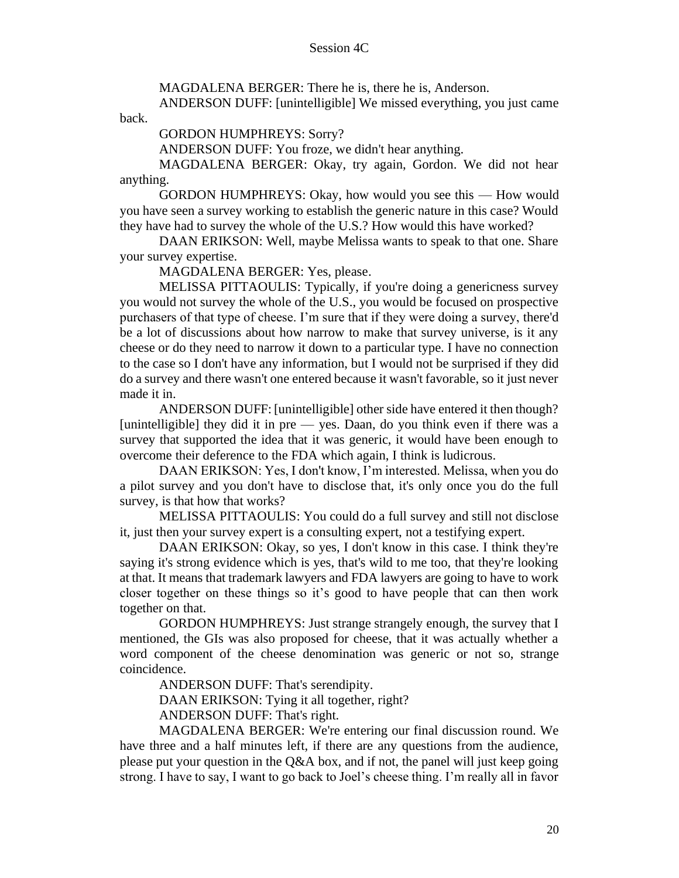MAGDALENA BERGER: There he is, there he is, Anderson.

ANDERSON DUFF: [unintelligible] We missed everything, you just came back.

GORDON HUMPHREYS: Sorry?

ANDERSON DUFF: You froze, we didn't hear anything.

MAGDALENA BERGER: Okay, try again, Gordon. We did not hear anything.

GORDON HUMPHREYS: Okay, how would you see this — How would you have seen a survey working to establish the generic nature in this case? Would they have had to survey the whole of the U.S.? How would this have worked?

DAAN ERIKSON: Well, maybe Melissa wants to speak to that one. Share your survey expertise.

MAGDALENA BERGER: Yes, please.

MELISSA PITTAOULIS: Typically, if you're doing a genericness survey you would not survey the whole of the U.S., you would be focused on prospective purchasers of that type of cheese. I'm sure that if they were doing a survey, there'd be a lot of discussions about how narrow to make that survey universe, is it any cheese or do they need to narrow it down to a particular type. I have no connection to the case so I don't have any information, but I would not be surprised if they did do a survey and there wasn't one entered because it wasn't favorable, so it just never made it in.

ANDERSON DUFF: [unintelligible] other side have entered it then though? [unintelligible] they did it in pre — yes. Daan, do you think even if there was a survey that supported the idea that it was generic, it would have been enough to overcome their deference to the FDA which again, I think is ludicrous.

DAAN ERIKSON: Yes, I don't know, I'm interested. Melissa, when you do a pilot survey and you don't have to disclose that, it's only once you do the full survey, is that how that works?

MELISSA PITTAOULIS: You could do a full survey and still not disclose it, just then your survey expert is a consulting expert, not a testifying expert.

DAAN ERIKSON: Okay, so yes, I don't know in this case. I think they're saying it's strong evidence which is yes, that's wild to me too, that they're looking at that. It means that trademark lawyers and FDA lawyers are going to have to work closer together on these things so it's good to have people that can then work together on that.

GORDON HUMPHREYS: Just strange strangely enough, the survey that I mentioned, the GIs was also proposed for cheese, that it was actually whether a word component of the cheese denomination was generic or not so, strange coincidence.

ANDERSON DUFF: That's serendipity.

DAAN ERIKSON: Tying it all together, right?

ANDERSON DUFF: That's right.

MAGDALENA BERGER: We're entering our final discussion round. We have three and a half minutes left, if there are any questions from the audience, please put your question in the Q&A box, and if not, the panel will just keep going strong. I have to say, I want to go back to Joel's cheese thing. I'm really all in favor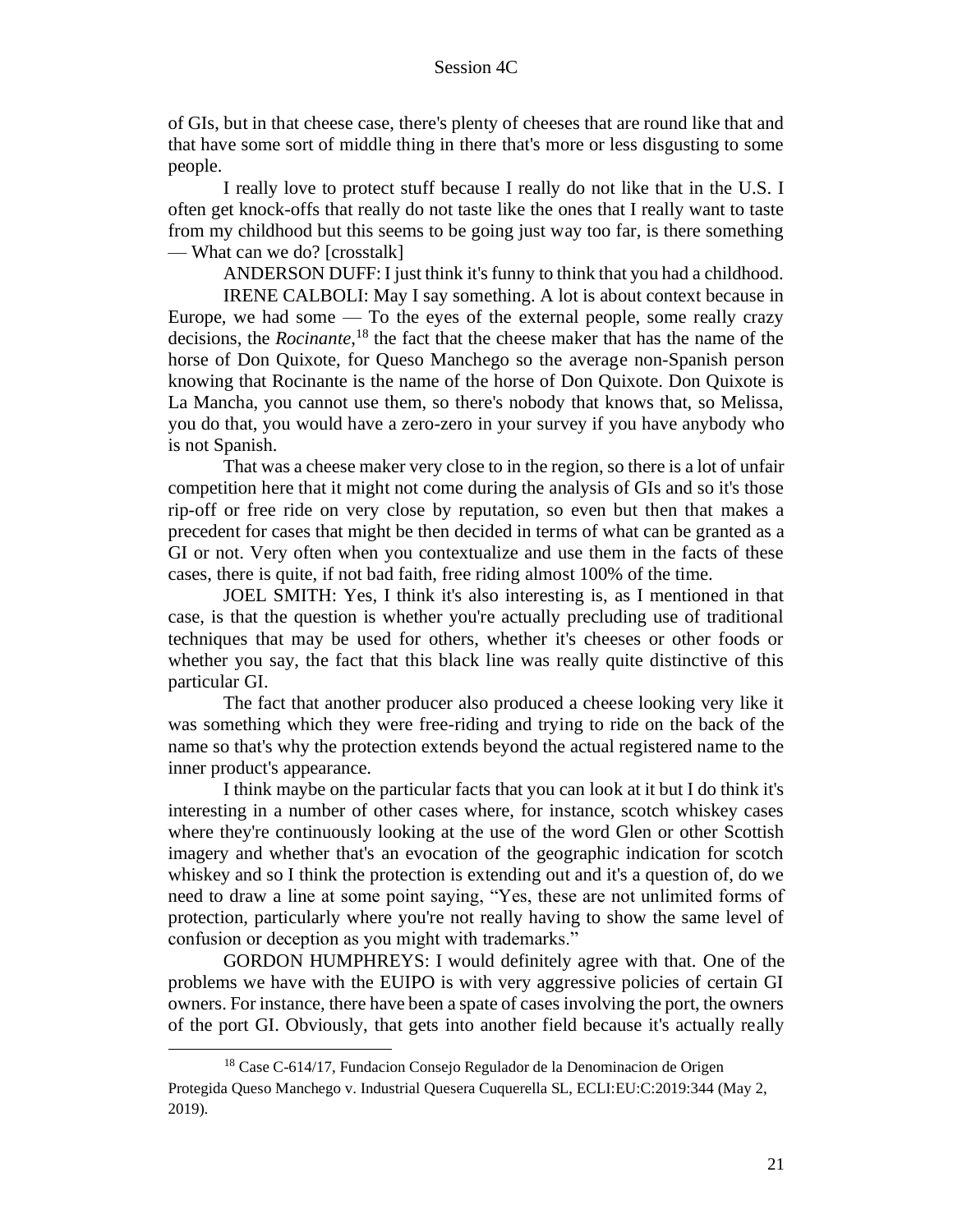of GIs, but in that cheese case, there's plenty of cheeses that are round like that and that have some sort of middle thing in there that's more or less disgusting to some people.

I really love to protect stuff because I really do not like that in the U.S. I often get knock-offs that really do not taste like the ones that I really want to taste from my childhood but this seems to be going just way too far, is there something — What can we do? [crosstalk]

ANDERSON DUFF: I just think it's funny to think that you had a childhood.

IRENE CALBOLI: May I say something. A lot is about context because in Europe, we had some — To the eyes of the external people, some really crazy decisions, the *Rocinante*,[18] the fact that the cheese maker that has the name of the horse of Don Quixote, for Queso Manchego so the average non-Spanish person knowing that Rocinante is the name of the horse of Don Quixote. Don Quixote is La Mancha, you cannot use them, so there's nobody that knows that, so Melissa, you do that, you would have a zero-zero in your survey if you have anybody who is not Spanish.

That was a cheese maker very close to in the region, so there is a lot of unfair competition here that it might not come during the analysis of GIs and so it's those rip-off or free ride on very close by reputation, so even but then that makes a precedent for cases that might be then decided in terms of what can be granted as a GI or not. Very often when you contextualize and use them in the facts of these cases, there is quite, if not bad faith, free riding almost 100% of the time.

JOEL SMITH: Yes, I think it's also interesting is, as I mentioned in that case, is that the question is whether you're actually precluding use of traditional techniques that may be used for others, whether it's cheeses or other foods or whether you say, the fact that this black line was really quite distinctive of this particular GI.

The fact that another producer also produced a cheese looking very like it was something which they were free-riding and trying to ride on the back of the name so that's why the protection extends beyond the actual registered name to the inner product's appearance.

I think maybe on the particular facts that you can look at it but I do think it's interesting in a number of other cases where, for instance, scotch whiskey cases where they're continuously looking at the use of the word Glen or other Scottish imagery and whether that's an evocation of the geographic indication for scotch whiskey and so I think the protection is extending out and it's a question of, do we need to draw a line at some point saying, "Yes, these are not unlimited forms of protection, particularly where you're not really having to show the same level of confusion or deception as you might with trademarks."

GORDON HUMPHREYS: I would definitely agree with that. One of the problems we have with the EUIPO is with very aggressive policies of certain GI owners. For instance, there have been a spate of cases involving the port, the owners of the port GI. Obviously, that gets into another field because it's actually really

[18] Case C-614/17, Fundacion Consejo Regulador de la Denominacion de Origen Protegida Queso Manchego v. Industrial Quesera Cuquerella SL, ECLI:EU:C:2019:344 (May 2, 2019).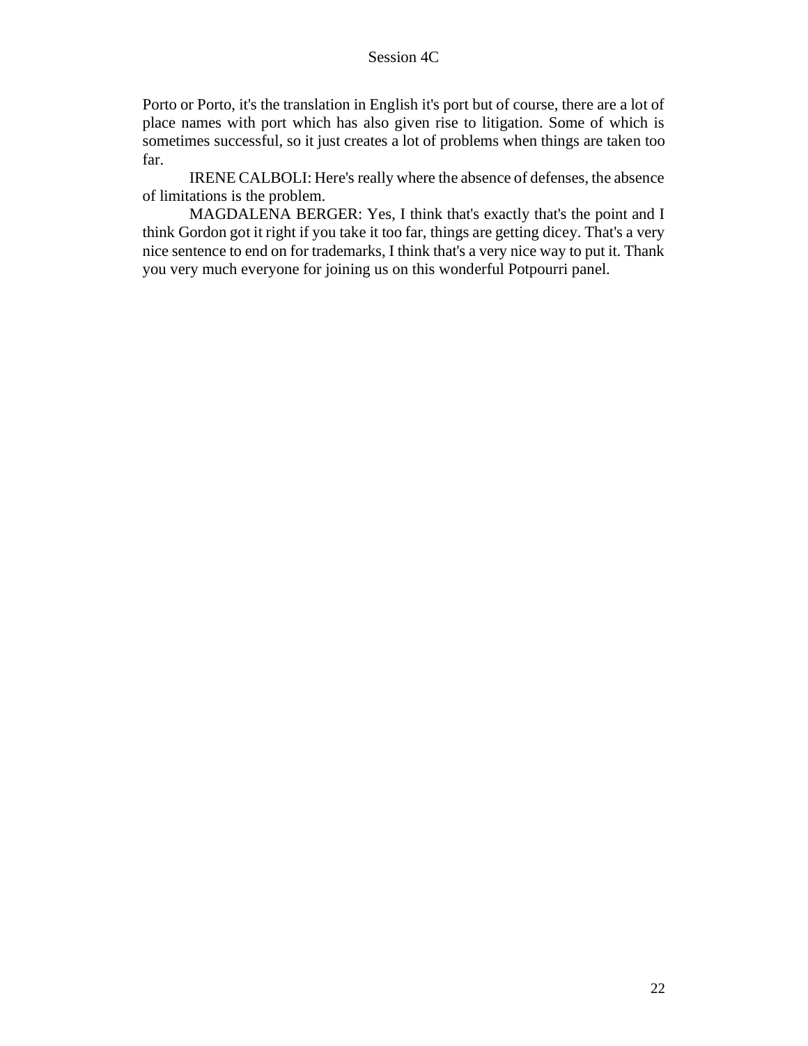Porto or Porto, it's the translation in English it's port but of course, there are a lot of place names with port which has also given rise to litigation. Some of which is sometimes successful, so it just creates a lot of problems when things are taken too far.

IRENE CALBOLI: Here's really where the absence of defenses, the absence of limitations is the problem.

MAGDALENA BERGER: Yes, I think that's exactly that's the point and I think Gordon got it right if you take it too far, things are getting dicey. That's a very nice sentence to end on for trademarks, I think that's a very nice way to put it. Thank you very much everyone for joining us on this wonderful Potpourri panel.